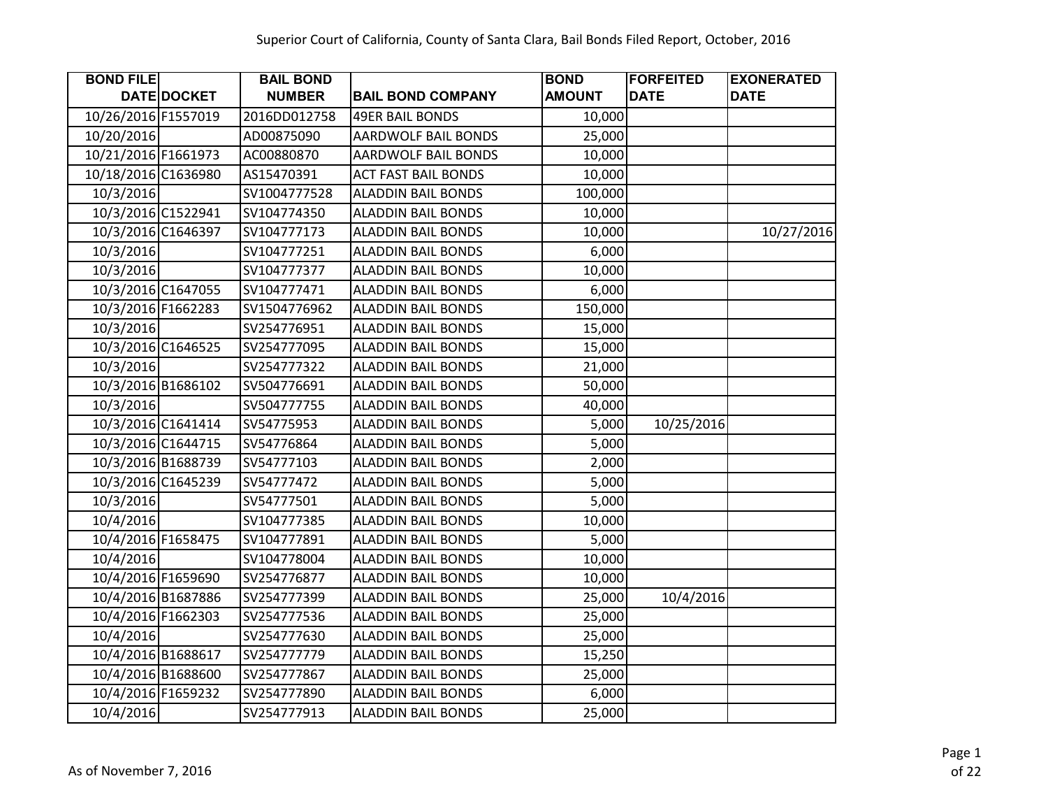Superior Court of California, County of Santa Clara, Bail Bonds Filed Report, October, 2016

| BOND FILE DATE | DOCKET | BAIL BOND NUMBER | BAIL BOND COMPANY | BOND AMOUNT | FORFEITED DATE | EXONERATED DATE |
|---|---|---|---|---|---|---|
| 10/26/2016 | F1557019 | 2016DD012758 | 49ER BAIL BONDS | 10,000 | | |
| 10/20/2016 | | AD00875090 | AARDWOLF BAIL BONDS | 25,000 | | |
| 10/21/2016 | F1661973 | AC00880870 | AARDWOLF BAIL BONDS | 10,000 | | |
| 10/18/2016 | C1636980 | AS15470391 | ACT FAST BAIL BONDS | 10,000 | | |
| 10/3/2016 | | SV1004777528 | ALADDIN BAIL BONDS | 100,000 | | |
| 10/3/2016 | C1522941 | SV104774350 | ALADDIN BAIL BONDS | 10,000 | | |
| 10/3/2016 | C1646397 | SV104777173 | ALADDIN BAIL BONDS | 10,000 | | 10/27/2016 |
| 10/3/2016 | | SV104777251 | ALADDIN BAIL BONDS | 6,000 | | |
| 10/3/2016 | | SV104777377 | ALADDIN BAIL BONDS | 10,000 | | |
| 10/3/2016 | C1647055 | SV104777471 | ALADDIN BAIL BONDS | 6,000 | | |
| 10/3/2016 | F1662283 | SV1504776962 | ALADDIN BAIL BONDS | 150,000 | | |
| 10/3/2016 | | SV254776951 | ALADDIN BAIL BONDS | 15,000 | | |
| 10/3/2016 | C1646525 | SV254777095 | ALADDIN BAIL BONDS | 15,000 | | |
| 10/3/2016 | | SV254777322 | ALADDIN BAIL BONDS | 21,000 | | |
| 10/3/2016 | B1686102 | SV504776691 | ALADDIN BAIL BONDS | 50,000 | | |
| 10/3/2016 | | SV504777755 | ALADDIN BAIL BONDS | 40,000 | | |
| 10/3/2016 | C1641414 | SV54775953 | ALADDIN BAIL BONDS | 5,000 | 10/25/2016 | |
| 10/3/2016 | C1644715 | SV54776864 | ALADDIN BAIL BONDS | 5,000 | | |
| 10/3/2016 | B1688739 | SV54777103 | ALADDIN BAIL BONDS | 2,000 | | |
| 10/3/2016 | C1645239 | SV54777472 | ALADDIN BAIL BONDS | 5,000 | | |
| 10/3/2016 | | SV54777501 | ALADDIN BAIL BONDS | 5,000 | | |
| 10/4/2016 | | SV104777385 | ALADDIN BAIL BONDS | 10,000 | | |
| 10/4/2016 | F1658475 | SV104777891 | ALADDIN BAIL BONDS | 5,000 | | |
| 10/4/2016 | | SV104778004 | ALADDIN BAIL BONDS | 10,000 | | |
| 10/4/2016 | F1659690 | SV254776877 | ALADDIN BAIL BONDS | 10,000 | | |
| 10/4/2016 | B1687886 | SV254777399 | ALADDIN BAIL BONDS | 25,000 | 10/4/2016 | |
| 10/4/2016 | F1662303 | SV254777536 | ALADDIN BAIL BONDS | 25,000 | | |
| 10/4/2016 | | SV254777630 | ALADDIN BAIL BONDS | 25,000 | | |
| 10/4/2016 | B1688617 | SV254777779 | ALADDIN BAIL BONDS | 15,250 | | |
| 10/4/2016 | B1688600 | SV254777867 | ALADDIN BAIL BONDS | 25,000 | | |
| 10/4/2016 | F1659232 | SV254777890 | ALADDIN BAIL BONDS | 6,000 | | |
| 10/4/2016 | | SV254777913 | ALADDIN BAIL BONDS | 25,000 | | |

As of November 7, 2016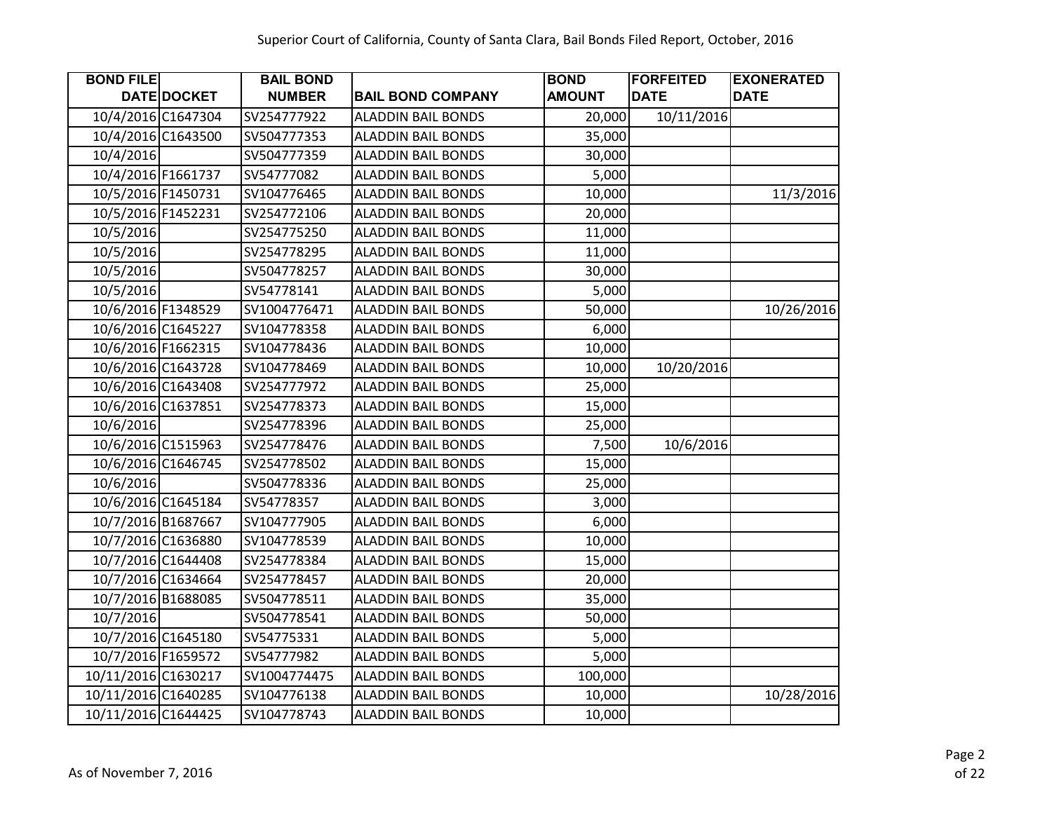| BOND FILE DATE | DOCKET | BAIL BOND NUMBER | BAIL BOND COMPANY | BOND AMOUNT | FORFEITED DATE | EXONERATED DATE |
|---|---|---|---|---|---|---|
| 10/4/2016 | C1647304 | SV254777922 | ALADDIN BAIL BONDS | 20,000 | 10/11/2016 | |
| 10/4/2016 | C1643500 | SV504777353 | ALADDIN BAIL BONDS | 35,000 | | |
| 10/4/2016 | | SV504777359 | ALADDIN BAIL BONDS | 30,000 | | |
| 10/4/2016 | F1661737 | SV54777082 | ALADDIN BAIL BONDS | 5,000 | | |
| 10/5/2016 | F1450731 | SV104776465 | ALADDIN BAIL BONDS | 10,000 | | 11/3/2016 |
| 10/5/2016 | F1452231 | SV254772106 | ALADDIN BAIL BONDS | 20,000 | | |
| 10/5/2016 | | SV254775250 | ALADDIN BAIL BONDS | 11,000 | | |
| 10/5/2016 | | SV254778295 | ALADDIN BAIL BONDS | 11,000 | | |
| 10/5/2016 | | SV504778257 | ALADDIN BAIL BONDS | 30,000 | | |
| 10/5/2016 | | SV54778141 | ALADDIN BAIL BONDS | 5,000 | | |
| 10/6/2016 | F1348529 | SV1004776471 | ALADDIN BAIL BONDS | 50,000 | | 10/26/2016 |
| 10/6/2016 | C1645227 | SV104778358 | ALADDIN BAIL BONDS | 6,000 | | |
| 10/6/2016 | F1662315 | SV104778436 | ALADDIN BAIL BONDS | 10,000 | | |
| 10/6/2016 | C1643728 | SV104778469 | ALADDIN BAIL BONDS | 10,000 | 10/20/2016 | |
| 10/6/2016 | C1643408 | SV254777972 | ALADDIN BAIL BONDS | 25,000 | | |
| 10/6/2016 | C1637851 | SV254778373 | ALADDIN BAIL BONDS | 15,000 | | |
| 10/6/2016 | | SV254778396 | ALADDIN BAIL BONDS | 25,000 | | |
| 10/6/2016 | C1515963 | SV254778476 | ALADDIN BAIL BONDS | 7,500 | 10/6/2016 | |
| 10/6/2016 | C1646745 | SV254778502 | ALADDIN BAIL BONDS | 15,000 | | |
| 10/6/2016 | | SV504778336 | ALADDIN BAIL BONDS | 25,000 | | |
| 10/6/2016 | C1645184 | SV54778357 | ALADDIN BAIL BONDS | 3,000 | | |
| 10/7/2016 | B1687667 | SV104777905 | ALADDIN BAIL BONDS | 6,000 | | |
| 10/7/2016 | C1636880 | SV104778539 | ALADDIN BAIL BONDS | 10,000 | | |
| 10/7/2016 | C1644408 | SV254778384 | ALADDIN BAIL BONDS | 15,000 | | |
| 10/7/2016 | C1634664 | SV254778457 | ALADDIN BAIL BONDS | 20,000 | | |
| 10/7/2016 | B1688085 | SV504778511 | ALADDIN BAIL BONDS | 35,000 | | |
| 10/7/2016 | | SV504778541 | ALADDIN BAIL BONDS | 50,000 | | |
| 10/7/2016 | C1645180 | SV54775331 | ALADDIN BAIL BONDS | 5,000 | | |
| 10/7/2016 | F1659572 | SV54777982 | ALADDIN BAIL BONDS | 5,000 | | |
| 10/11/2016 | C1630217 | SV1004774475 | ALADDIN BAIL BONDS | 100,000 | | |
| 10/11/2016 | C1640285 | SV104776138 | ALADDIN BAIL BONDS | 10,000 | | 10/28/2016 |
| 10/11/2016 | C1644425 | SV104778743 | ALADDIN BAIL BONDS | 10,000 | | |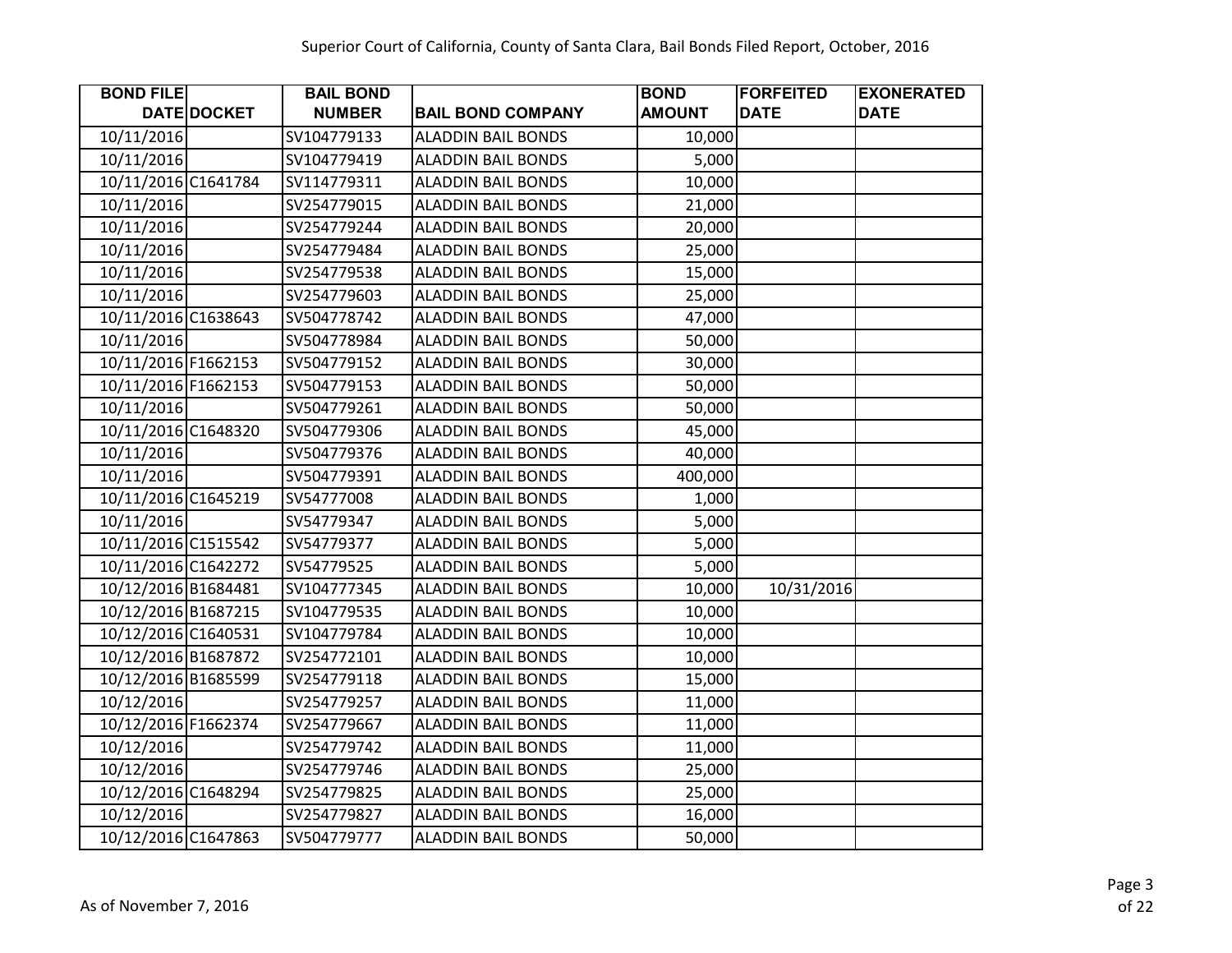Superior Court of California, County of Santa Clara, Bail Bonds Filed Report, October, 2016

| BOND FILE DATE | DOCKET | BAIL BOND NUMBER | BAIL BOND COMPANY | BOND AMOUNT | FORFEITED DATE | EXONERATED DATE |
|---|---|---|---|---|---|---|
| 10/11/2016 | | SV104779133 | ALADDIN BAIL BONDS | 10,000 | | |
| 10/11/2016 | | SV104779419 | ALADDIN BAIL BONDS | 5,000 | | |
| 10/11/2016 | C1641784 | SV114779311 | ALADDIN BAIL BONDS | 10,000 | | |
| 10/11/2016 | | SV254779015 | ALADDIN BAIL BONDS | 21,000 | | |
| 10/11/2016 | | SV254779244 | ALADDIN BAIL BONDS | 20,000 | | |
| 10/11/2016 | | SV254779484 | ALADDIN BAIL BONDS | 25,000 | | |
| 10/11/2016 | | SV254779538 | ALADDIN BAIL BONDS | 15,000 | | |
| 10/11/2016 | | SV254779603 | ALADDIN BAIL BONDS | 25,000 | | |
| 10/11/2016 | C1638643 | SV504778742 | ALADDIN BAIL BONDS | 47,000 | | |
| 10/11/2016 | | SV504778984 | ALADDIN BAIL BONDS | 50,000 | | |
| 10/11/2016 | F1662153 | SV504779152 | ALADDIN BAIL BONDS | 30,000 | | |
| 10/11/2016 | F1662153 | SV504779153 | ALADDIN BAIL BONDS | 50,000 | | |
| 10/11/2016 | | SV504779261 | ALADDIN BAIL BONDS | 50,000 | | |
| 10/11/2016 | C1648320 | SV504779306 | ALADDIN BAIL BONDS | 45,000 | | |
| 10/11/2016 | | SV504779376 | ALADDIN BAIL BONDS | 40,000 | | |
| 10/11/2016 | | SV504779391 | ALADDIN BAIL BONDS | 400,000 | | |
| 10/11/2016 | C1645219 | SV54777008 | ALADDIN BAIL BONDS | 1,000 | | |
| 10/11/2016 | | SV54779347 | ALADDIN BAIL BONDS | 5,000 | | |
| 10/11/2016 | C1515542 | SV54779377 | ALADDIN BAIL BONDS | 5,000 | | |
| 10/11/2016 | C1642272 | SV54779525 | ALADDIN BAIL BONDS | 5,000 | | |
| 10/12/2016 | B1684481 | SV104777345 | ALADDIN BAIL BONDS | 10,000 | 10/31/2016 | |
| 10/12/2016 | B1687215 | SV104779535 | ALADDIN BAIL BONDS | 10,000 | | |
| 10/12/2016 | C1640531 | SV104779784 | ALADDIN BAIL BONDS | 10,000 | | |
| 10/12/2016 | B1687872 | SV254772101 | ALADDIN BAIL BONDS | 10,000 | | |
| 10/12/2016 | B1685599 | SV254779118 | ALADDIN BAIL BONDS | 15,000 | | |
| 10/12/2016 | | SV254779257 | ALADDIN BAIL BONDS | 11,000 | | |
| 10/12/2016 | F1662374 | SV254779667 | ALADDIN BAIL BONDS | 11,000 | | |
| 10/12/2016 | | SV254779742 | ALADDIN BAIL BONDS | 11,000 | | |
| 10/12/2016 | | SV254779746 | ALADDIN BAIL BONDS | 25,000 | | |
| 10/12/2016 | C1648294 | SV254779825 | ALADDIN BAIL BONDS | 25,000 | | |
| 10/12/2016 | | SV254779827 | ALADDIN BAIL BONDS | 16,000 | | |
| 10/12/2016 | C1647863 | SV504779777 | ALADDIN BAIL BONDS | 50,000 | | |

As of November 7, 2016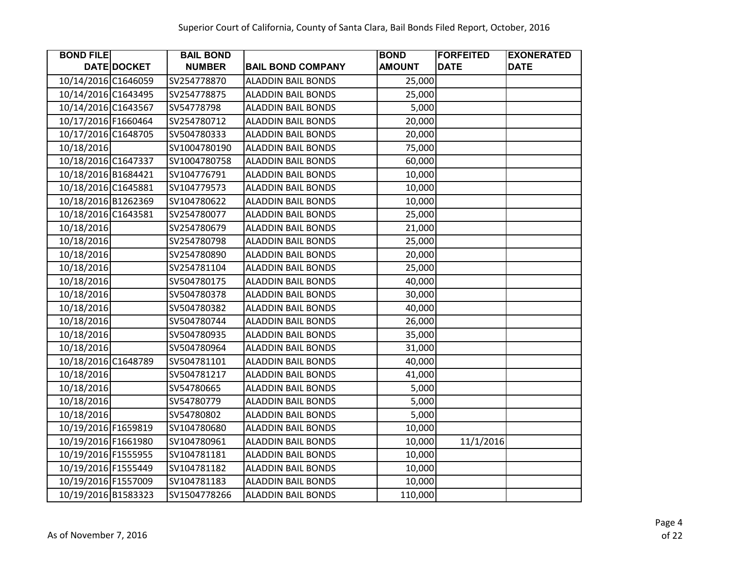| BOND FILE DATE | DOCKET | BAIL BOND NUMBER | BAIL BOND COMPANY | BOND AMOUNT | FORFEITED DATE | EXONERATED DATE |
|---|---|---|---|---|---|---|
| 10/14/2016 | C1646059 | SV254778870 | ALADDIN BAIL BONDS | 25,000 | | |
| 10/14/2016 | C1643495 | SV254778875 | ALADDIN BAIL BONDS | 25,000 | | |
| 10/14/2016 | C1643567 | SV54778798 | ALADDIN BAIL BONDS | 5,000 | | |
| 10/17/2016 | F1660464 | SV254780712 | ALADDIN BAIL BONDS | 20,000 | | |
| 10/17/2016 | C1648705 | SV504780333 | ALADDIN BAIL BONDS | 20,000 | | |
| 10/18/2016 | | SV1004780190 | ALADDIN BAIL BONDS | 75,000 | | |
| 10/18/2016 | C1647337 | SV1004780758 | ALADDIN BAIL BONDS | 60,000 | | |
| 10/18/2016 | B1684421 | SV104776791 | ALADDIN BAIL BONDS | 10,000 | | |
| 10/18/2016 | C1645881 | SV104779573 | ALADDIN BAIL BONDS | 10,000 | | |
| 10/18/2016 | B1262369 | SV104780622 | ALADDIN BAIL BONDS | 10,000 | | |
| 10/18/2016 | C1643581 | SV254780077 | ALADDIN BAIL BONDS | 25,000 | | |
| 10/18/2016 | | SV254780679 | ALADDIN BAIL BONDS | 21,000 | | |
| 10/18/2016 | | SV254780798 | ALADDIN BAIL BONDS | 25,000 | | |
| 10/18/2016 | | SV254780890 | ALADDIN BAIL BONDS | 20,000 | | |
| 10/18/2016 | | SV254781104 | ALADDIN BAIL BONDS | 25,000 | | |
| 10/18/2016 | | SV504780175 | ALADDIN BAIL BONDS | 40,000 | | |
| 10/18/2016 | | SV504780378 | ALADDIN BAIL BONDS | 30,000 | | |
| 10/18/2016 | | SV504780382 | ALADDIN BAIL BONDS | 40,000 | | |
| 10/18/2016 | | SV504780744 | ALADDIN BAIL BONDS | 26,000 | | |
| 10/18/2016 | | SV504780935 | ALADDIN BAIL BONDS | 35,000 | | |
| 10/18/2016 | | SV504780964 | ALADDIN BAIL BONDS | 31,000 | | |
| 10/18/2016 | C1648789 | SV504781101 | ALADDIN BAIL BONDS | 40,000 | | |
| 10/18/2016 | | SV504781217 | ALADDIN BAIL BONDS | 41,000 | | |
| 10/18/2016 | | SV54780665 | ALADDIN BAIL BONDS | 5,000 | | |
| 10/18/2016 | | SV54780779 | ALADDIN BAIL BONDS | 5,000 | | |
| 10/18/2016 | | SV54780802 | ALADDIN BAIL BONDS | 5,000 | | |
| 10/19/2016 | F1659819 | SV104780680 | ALADDIN BAIL BONDS | 10,000 | | |
| 10/19/2016 | F1661980 | SV104780961 | ALADDIN BAIL BONDS | 10,000 | 11/1/2016 | |
| 10/19/2016 | F1555955 | SV104781181 | ALADDIN BAIL BONDS | 10,000 | | |
| 10/19/2016 | F1555449 | SV104781182 | ALADDIN BAIL BONDS | 10,000 | | |
| 10/19/2016 | F1557009 | SV104781183 | ALADDIN BAIL BONDS | 10,000 | | |
| 10/19/2016 | B1583323 | SV1504778266 | ALADDIN BAIL BONDS | 110,000 | | |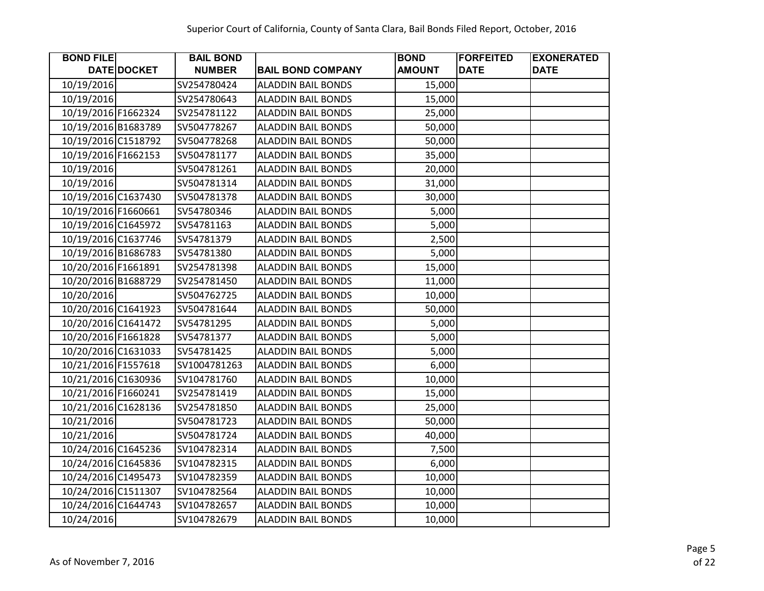| BOND FILE DATE | DOCKET | BAIL BOND NUMBER | BAIL BOND COMPANY | BOND AMOUNT | FORFEITED DATE | EXONERATED DATE |
|---|---|---|---|---|---|---|
| 10/19/2016 | | SV254780424 | ALADDIN BAIL BONDS | 15,000 | | |
| 10/19/2016 | | SV254780643 | ALADDIN BAIL BONDS | 15,000 | | |
| 10/19/2016 | F1662324 | SV254781122 | ALADDIN BAIL BONDS | 25,000 | | |
| 10/19/2016 | B1683789 | SV504778267 | ALADDIN BAIL BONDS | 50,000 | | |
| 10/19/2016 | C1518792 | SV504778268 | ALADDIN BAIL BONDS | 50,000 | | |
| 10/19/2016 | F1662153 | SV504781177 | ALADDIN BAIL BONDS | 35,000 | | |
| 10/19/2016 | | SV504781261 | ALADDIN BAIL BONDS | 20,000 | | |
| 10/19/2016 | | SV504781314 | ALADDIN BAIL BONDS | 31,000 | | |
| 10/19/2016 | C1637430 | SV504781378 | ALADDIN BAIL BONDS | 30,000 | | |
| 10/19/2016 | F1660661 | SV54780346 | ALADDIN BAIL BONDS | 5,000 | | |
| 10/19/2016 | C1645972 | SV54781163 | ALADDIN BAIL BONDS | 5,000 | | |
| 10/19/2016 | C1637746 | SV54781379 | ALADDIN BAIL BONDS | 2,500 | | |
| 10/19/2016 | B1686783 | SV54781380 | ALADDIN BAIL BONDS | 5,000 | | |
| 10/20/2016 | F1661891 | SV254781398 | ALADDIN BAIL BONDS | 15,000 | | |
| 10/20/2016 | B1688729 | SV254781450 | ALADDIN BAIL BONDS | 11,000 | | |
| 10/20/2016 | | SV504762725 | ALADDIN BAIL BONDS | 10,000 | | |
| 10/20/2016 | C1641923 | SV504781644 | ALADDIN BAIL BONDS | 50,000 | | |
| 10/20/2016 | C1641472 | SV54781295 | ALADDIN BAIL BONDS | 5,000 | | |
| 10/20/2016 | F1661828 | SV54781377 | ALADDIN BAIL BONDS | 5,000 | | |
| 10/20/2016 | C1631033 | SV54781425 | ALADDIN BAIL BONDS | 5,000 | | |
| 10/21/2016 | F1557618 | SV1004781263 | ALADDIN BAIL BONDS | 6,000 | | |
| 10/21/2016 | C1630936 | SV104781760 | ALADDIN BAIL BONDS | 10,000 | | |
| 10/21/2016 | F1660241 | SV254781419 | ALADDIN BAIL BONDS | 15,000 | | |
| 10/21/2016 | C1628136 | SV254781850 | ALADDIN BAIL BONDS | 25,000 | | |
| 10/21/2016 | | SV504781723 | ALADDIN BAIL BONDS | 50,000 | | |
| 10/21/2016 | | SV504781724 | ALADDIN BAIL BONDS | 40,000 | | |
| 10/24/2016 | C1645236 | SV104782314 | ALADDIN BAIL BONDS | 7,500 | | |
| 10/24/2016 | C1645836 | SV104782315 | ALADDIN BAIL BONDS | 6,000 | | |
| 10/24/2016 | C1495473 | SV104782359 | ALADDIN BAIL BONDS | 10,000 | | |
| 10/24/2016 | C1511307 | SV104782564 | ALADDIN BAIL BONDS | 10,000 | | |
| 10/24/2016 | C1644743 | SV104782657 | ALADDIN BAIL BONDS | 10,000 | | |
| 10/24/2016 | | SV104782679 | ALADDIN BAIL BONDS | 10,000 | | |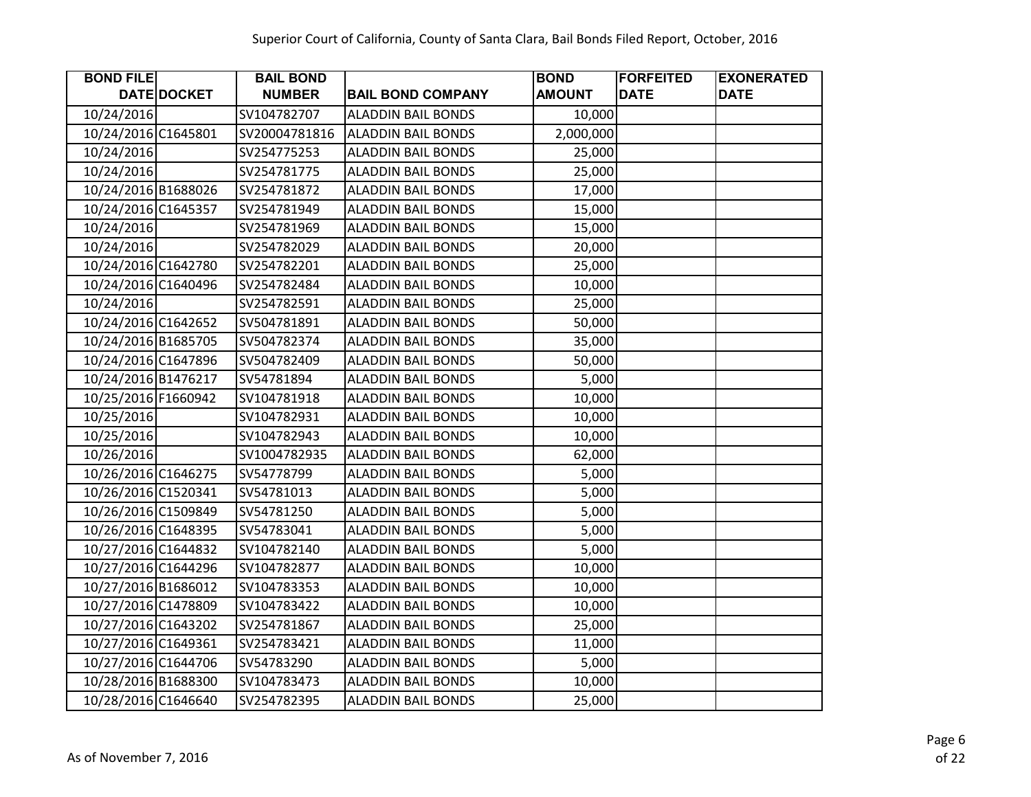Superior Court of California, County of Santa Clara, Bail Bonds Filed Report, October, 2016

| BOND FILE DATE | DOCKET | BAIL BOND NUMBER | BAIL BOND COMPANY | BOND AMOUNT | FORFEITED DATE | EXONERATED DATE |
|---|---|---|---|---|---|---|
| 10/24/2016 | | SV104782707 | ALADDIN BAIL BONDS | 10,000 | | |
| 10/24/2016 | C1645801 | SV20004781816 | ALADDIN BAIL BONDS | 2,000,000 | | |
| 10/24/2016 | | SV254775253 | ALADDIN BAIL BONDS | 25,000 | | |
| 10/24/2016 | | SV254781775 | ALADDIN BAIL BONDS | 25,000 | | |
| 10/24/2016 | B1688026 | SV254781872 | ALADDIN BAIL BONDS | 17,000 | | |
| 10/24/2016 | C1645357 | SV254781949 | ALADDIN BAIL BONDS | 15,000 | | |
| 10/24/2016 | | SV254781969 | ALADDIN BAIL BONDS | 15,000 | | |
| 10/24/2016 | | SV254782029 | ALADDIN BAIL BONDS | 20,000 | | |
| 10/24/2016 | C1642780 | SV254782201 | ALADDIN BAIL BONDS | 25,000 | | |
| 10/24/2016 | C1640496 | SV254782484 | ALADDIN BAIL BONDS | 10,000 | | |
| 10/24/2016 | | SV254782591 | ALADDIN BAIL BONDS | 25,000 | | |
| 10/24/2016 | C1642652 | SV504781891 | ALADDIN BAIL BONDS | 50,000 | | |
| 10/24/2016 | B1685705 | SV504782374 | ALADDIN BAIL BONDS | 35,000 | | |
| 10/24/2016 | C1647896 | SV504782409 | ALADDIN BAIL BONDS | 50,000 | | |
| 10/24/2016 | B1476217 | SV54781894 | ALADDIN BAIL BONDS | 5,000 | | |
| 10/25/2016 | F1660942 | SV104781918 | ALADDIN BAIL BONDS | 10,000 | | |
| 10/25/2016 | | SV104782931 | ALADDIN BAIL BONDS | 10,000 | | |
| 10/25/2016 | | SV104782943 | ALADDIN BAIL BONDS | 10,000 | | |
| 10/26/2016 | | SV1004782935 | ALADDIN BAIL BONDS | 62,000 | | |
| 10/26/2016 | C1646275 | SV54778799 | ALADDIN BAIL BONDS | 5,000 | | |
| 10/26/2016 | C1520341 | SV54781013 | ALADDIN BAIL BONDS | 5,000 | | |
| 10/26/2016 | C1509849 | SV54781250 | ALADDIN BAIL BONDS | 5,000 | | |
| 10/26/2016 | C1648395 | SV54783041 | ALADDIN BAIL BONDS | 5,000 | | |
| 10/27/2016 | C1644832 | SV104782140 | ALADDIN BAIL BONDS | 5,000 | | |
| 10/27/2016 | C1644296 | SV104782877 | ALADDIN BAIL BONDS | 10,000 | | |
| 10/27/2016 | B1686012 | SV104783353 | ALADDIN BAIL BONDS | 10,000 | | |
| 10/27/2016 | C1478809 | SV104783422 | ALADDIN BAIL BONDS | 10,000 | | |
| 10/27/2016 | C1643202 | SV254781867 | ALADDIN BAIL BONDS | 25,000 | | |
| 10/27/2016 | C1649361 | SV254783421 | ALADDIN BAIL BONDS | 11,000 | | |
| 10/27/2016 | C1644706 | SV54783290 | ALADDIN BAIL BONDS | 5,000 | | |
| 10/28/2016 | B1688300 | SV104783473 | ALADDIN BAIL BONDS | 10,000 | | |
| 10/28/2016 | C1646640 | SV254782395 | ALADDIN BAIL BONDS | 25,000 | | |

As of November 7, 2016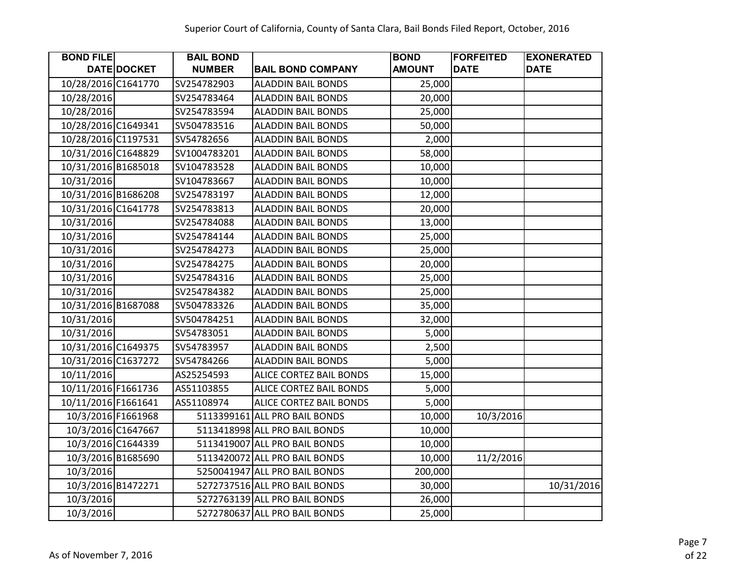Superior Court of California, County of Santa Clara, Bail Bonds Filed Report, October, 2016

| BOND FILE DATE | DOCKET | BAIL BOND NUMBER | BAIL BOND COMPANY | BOND AMOUNT | FORFEITED DATE | EXONERATED DATE |
|---|---|---|---|---|---|---|
| 10/28/2016 | C1641770 | SV254782903 | ALADDIN BAIL BONDS | 25,000 | | |
| 10/28/2016 | | SV254783464 | ALADDIN BAIL BONDS | 20,000 | | |
| 10/28/2016 | | SV254783594 | ALADDIN BAIL BONDS | 25,000 | | |
| 10/28/2016 | C1649341 | SV504783516 | ALADDIN BAIL BONDS | 50,000 | | |
| 10/28/2016 | C1197531 | SV54782656 | ALADDIN BAIL BONDS | 2,000 | | |
| 10/31/2016 | C1648829 | SV1004783201 | ALADDIN BAIL BONDS | 58,000 | | |
| 10/31/2016 | B1685018 | SV104783528 | ALADDIN BAIL BONDS | 10,000 | | |
| 10/31/2016 | | SV104783667 | ALADDIN BAIL BONDS | 10,000 | | |
| 10/31/2016 | B1686208 | SV254783197 | ALADDIN BAIL BONDS | 12,000 | | |
| 10/31/2016 | C1641778 | SV254783813 | ALADDIN BAIL BONDS | 20,000 | | |
| 10/31/2016 | | SV254784088 | ALADDIN BAIL BONDS | 13,000 | | |
| 10/31/2016 | | SV254784144 | ALADDIN BAIL BONDS | 25,000 | | |
| 10/31/2016 | | SV254784273 | ALADDIN BAIL BONDS | 25,000 | | |
| 10/31/2016 | | SV254784275 | ALADDIN BAIL BONDS | 20,000 | | |
| 10/31/2016 | | SV254784316 | ALADDIN BAIL BONDS | 25,000 | | |
| 10/31/2016 | | SV254784382 | ALADDIN BAIL BONDS | 25,000 | | |
| 10/31/2016 | B1687088 | SV504783326 | ALADDIN BAIL BONDS | 35,000 | | |
| 10/31/2016 | | SV504784251 | ALADDIN BAIL BONDS | 32,000 | | |
| 10/31/2016 | | SV54783051 | ALADDIN BAIL BONDS | 5,000 | | |
| 10/31/2016 | C1649375 | SV54783957 | ALADDIN BAIL BONDS | 2,500 | | |
| 10/31/2016 | C1637272 | SV54784266 | ALADDIN BAIL BONDS | 5,000 | | |
| 10/11/2016 | | AS25254593 | ALICE CORTEZ BAIL BONDS | 15,000 | | |
| 10/11/2016 | F1661736 | AS51103855 | ALICE CORTEZ BAIL BONDS | 5,000 | | |
| 10/11/2016 | F1661641 | AS51108974 | ALICE CORTEZ BAIL BONDS | 5,000 | | |
| 10/3/2016 | F1661968 | 5113399161 | ALL PRO BAIL BONDS | 10,000 | 10/3/2016 | |
| 10/3/2016 | C1647667 | 5113418998 | ALL PRO BAIL BONDS | 10,000 | | |
| 10/3/2016 | C1644339 | 5113419007 | ALL PRO BAIL BONDS | 10,000 | | |
| 10/3/2016 | B1685690 | 5113420072 | ALL PRO BAIL BONDS | 10,000 | 11/2/2016 | |
| 10/3/2016 | | 5250041947 | ALL PRO BAIL BONDS | 200,000 | | |
| 10/3/2016 | B1472271 | 5272737516 | ALL PRO BAIL BONDS | 30,000 | | 10/31/2016 |
| 10/3/2016 | | 5272763139 | ALL PRO BAIL BONDS | 26,000 | | |
| 10/3/2016 | | 5272780637 | ALL PRO BAIL BONDS | 25,000 | | |

As of November 7, 2016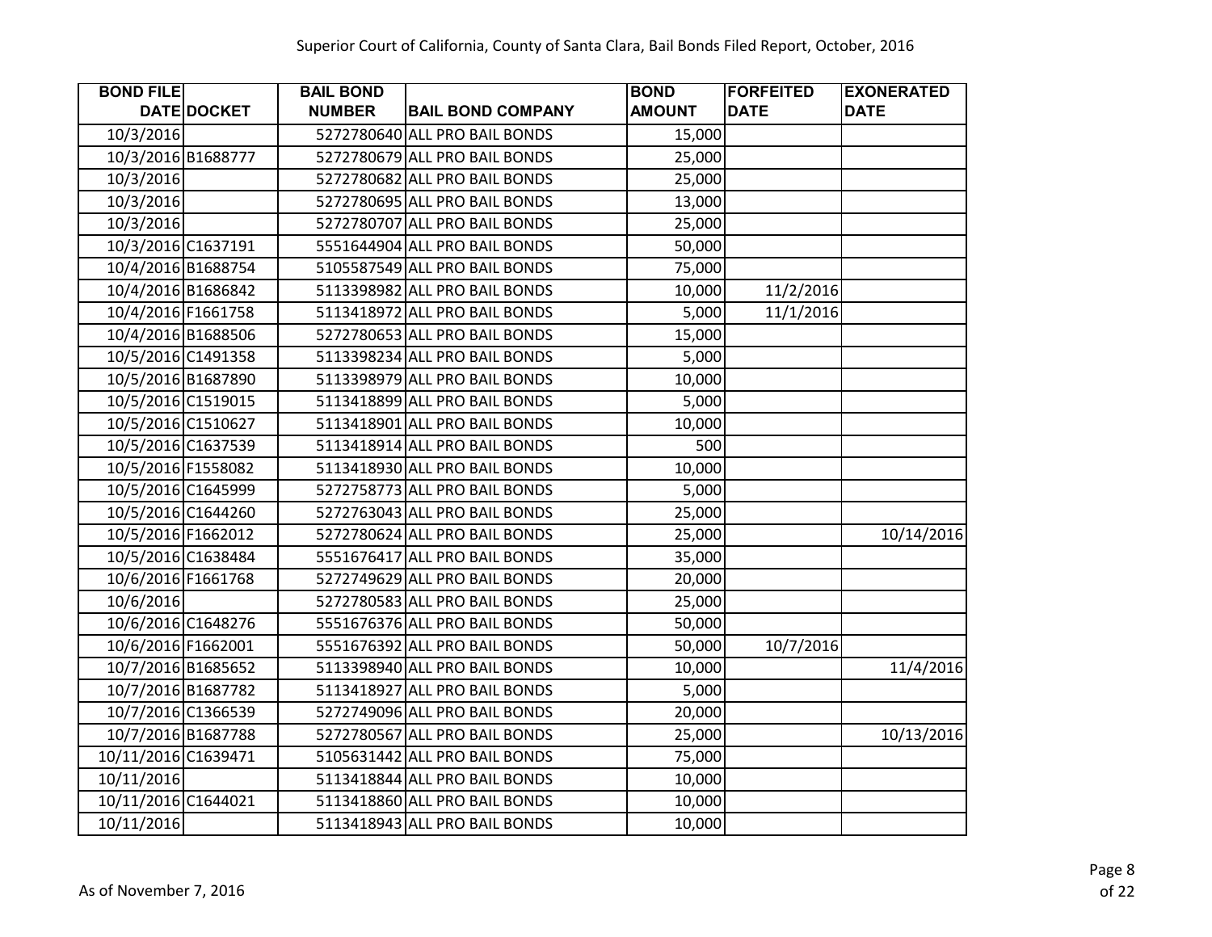Superior Court of California, County of Santa Clara, Bail Bonds Filed Report, October, 2016

| BOND FILE DATE | DOCKET | BAIL BOND NUMBER | BAIL BOND COMPANY | BOND AMOUNT | FORFEITED DATE | EXONERATED DATE |
|---|---|---|---|---|---|---|
| 10/3/2016 | | 5272780640 | ALL PRO BAIL BONDS | 15,000 | | |
| 10/3/2016 | B1688777 | 5272780679 | ALL PRO BAIL BONDS | 25,000 | | |
| 10/3/2016 | | 5272780682 | ALL PRO BAIL BONDS | 25,000 | | |
| 10/3/2016 | | 5272780695 | ALL PRO BAIL BONDS | 13,000 | | |
| 10/3/2016 | | 5272780707 | ALL PRO BAIL BONDS | 25,000 | | |
| 10/3/2016 | C1637191 | 5551644904 | ALL PRO BAIL BONDS | 50,000 | | |
| 10/4/2016 | B1688754 | 5105587549 | ALL PRO BAIL BONDS | 75,000 | | |
| 10/4/2016 | B1686842 | 5113398982 | ALL PRO BAIL BONDS | 10,000 | 11/2/2016 | |
| 10/4/2016 | F1661758 | 5113418972 | ALL PRO BAIL BONDS | 5,000 | 11/1/2016 | |
| 10/4/2016 | B1688506 | 5272780653 | ALL PRO BAIL BONDS | 15,000 | | |
| 10/5/2016 | C1491358 | 5113398234 | ALL PRO BAIL BONDS | 5,000 | | |
| 10/5/2016 | B1687890 | 5113398979 | ALL PRO BAIL BONDS | 10,000 | | |
| 10/5/2016 | C1519015 | 5113418899 | ALL PRO BAIL BONDS | 5,000 | | |
| 10/5/2016 | C1510627 | 5113418901 | ALL PRO BAIL BONDS | 10,000 | | |
| 10/5/2016 | C1637539 | 5113418914 | ALL PRO BAIL BONDS | 500 | | |
| 10/5/2016 | F1558082 | 5113418930 | ALL PRO BAIL BONDS | 10,000 | | |
| 10/5/2016 | C1645999 | 5272758773 | ALL PRO BAIL BONDS | 5,000 | | |
| 10/5/2016 | C1644260 | 5272763043 | ALL PRO BAIL BONDS | 25,000 | | |
| 10/5/2016 | F1662012 | 5272780624 | ALL PRO BAIL BONDS | 25,000 | | 10/14/2016 |
| 10/5/2016 | C1638484 | 5551676417 | ALL PRO BAIL BONDS | 35,000 | | |
| 10/6/2016 | F1661768 | 5272749629 | ALL PRO BAIL BONDS | 20,000 | | |
| 10/6/2016 | | 5272780583 | ALL PRO BAIL BONDS | 25,000 | | |
| 10/6/2016 | C1648276 | 5551676376 | ALL PRO BAIL BONDS | 50,000 | | |
| 10/6/2016 | F1662001 | 5551676392 | ALL PRO BAIL BONDS | 50,000 | 10/7/2016 | |
| 10/7/2016 | B1685652 | 5113398940 | ALL PRO BAIL BONDS | 10,000 | | 11/4/2016 |
| 10/7/2016 | B1687782 | 5113418927 | ALL PRO BAIL BONDS | 5,000 | | |
| 10/7/2016 | C1366539 | 5272749096 | ALL PRO BAIL BONDS | 20,000 | | |
| 10/7/2016 | B1687788 | 5272780567 | ALL PRO BAIL BONDS | 25,000 | | 10/13/2016 |
| 10/11/2016 | C1639471 | 5105631442 | ALL PRO BAIL BONDS | 75,000 | | |
| 10/11/2016 | | 5113418844 | ALL PRO BAIL BONDS | 10,000 | | |
| 10/11/2016 | C1644021 | 5113418860 | ALL PRO BAIL BONDS | 10,000 | | |
| 10/11/2016 | | 5113418943 | ALL PRO BAIL BONDS | 10,000 | | |

As of November 7, 2016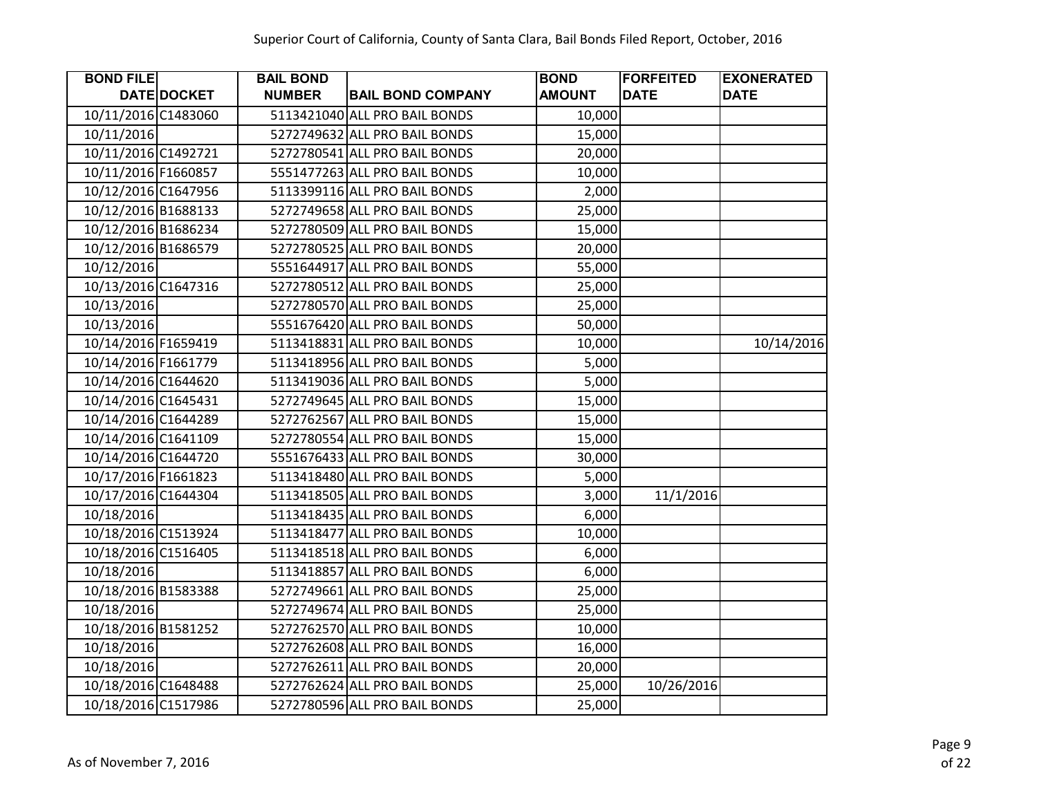Superior Court of California, County of Santa Clara, Bail Bonds Filed Report, October, 2016

| BOND FILE DATE | DOCKET | BAIL BOND NUMBER | BAIL BOND COMPANY | BOND AMOUNT | FORFEITED DATE | EXONERATED DATE |
|---|---|---|---|---|---|---|
| 10/11/2016 | C1483060 | 5113421040 | ALL PRO BAIL BONDS | 10,000 | | |
| 10/11/2016 | | 5272749632 | ALL PRO BAIL BONDS | 15,000 | | |
| 10/11/2016 | C1492721 | 5272780541 | ALL PRO BAIL BONDS | 20,000 | | |
| 10/11/2016 | F1660857 | 5551477263 | ALL PRO BAIL BONDS | 10,000 | | |
| 10/12/2016 | C1647956 | 5113399116 | ALL PRO BAIL BONDS | 2,000 | | |
| 10/12/2016 | B1688133 | 5272749658 | ALL PRO BAIL BONDS | 25,000 | | |
| 10/12/2016 | B1686234 | 5272780509 | ALL PRO BAIL BONDS | 15,000 | | |
| 10/12/2016 | B1686579 | 5272780525 | ALL PRO BAIL BONDS | 20,000 | | |
| 10/12/2016 | | 5551644917 | ALL PRO BAIL BONDS | 55,000 | | |
| 10/13/2016 | C1647316 | 5272780512 | ALL PRO BAIL BONDS | 25,000 | | |
| 10/13/2016 | | 5272780570 | ALL PRO BAIL BONDS | 25,000 | | |
| 10/13/2016 | | 5551676420 | ALL PRO BAIL BONDS | 50,000 | | |
| 10/14/2016 | F1659419 | 5113418831 | ALL PRO BAIL BONDS | 10,000 | | 10/14/2016 |
| 10/14/2016 | F1661779 | 5113418956 | ALL PRO BAIL BONDS | 5,000 | | |
| 10/14/2016 | C1644620 | 5113419036 | ALL PRO BAIL BONDS | 5,000 | | |
| 10/14/2016 | C1645431 | 5272749645 | ALL PRO BAIL BONDS | 15,000 | | |
| 10/14/2016 | C1644289 | 5272762567 | ALL PRO BAIL BONDS | 15,000 | | |
| 10/14/2016 | C1641109 | 5272780554 | ALL PRO BAIL BONDS | 15,000 | | |
| 10/14/2016 | C1644720 | 5551676433 | ALL PRO BAIL BONDS | 30,000 | | |
| 10/17/2016 | F1661823 | 5113418480 | ALL PRO BAIL BONDS | 5,000 | | |
| 10/17/2016 | C1644304 | 5113418505 | ALL PRO BAIL BONDS | 3,000 | 11/1/2016 | |
| 10/18/2016 | | 5113418435 | ALL PRO BAIL BONDS | 6,000 | | |
| 10/18/2016 | C1513924 | 5113418477 | ALL PRO BAIL BONDS | 10,000 | | |
| 10/18/2016 | C1516405 | 5113418518 | ALL PRO BAIL BONDS | 6,000 | | |
| 10/18/2016 | | 5113418857 | ALL PRO BAIL BONDS | 6,000 | | |
| 10/18/2016 | B1583388 | 5272749661 | ALL PRO BAIL BONDS | 25,000 | | |
| 10/18/2016 | | 5272749674 | ALL PRO BAIL BONDS | 25,000 | | |
| 10/18/2016 | B1581252 | 5272762570 | ALL PRO BAIL BONDS | 10,000 | | |
| 10/18/2016 | | 5272762608 | ALL PRO BAIL BONDS | 16,000 | | |
| 10/18/2016 | | 5272762611 | ALL PRO BAIL BONDS | 20,000 | | |
| 10/18/2016 | C1648488 | 5272762624 | ALL PRO BAIL BONDS | 25,000 | 10/26/2016 | |
| 10/18/2016 | C1517986 | 5272780596 | ALL PRO BAIL BONDS | 25,000 | | |

As of November 7, 2016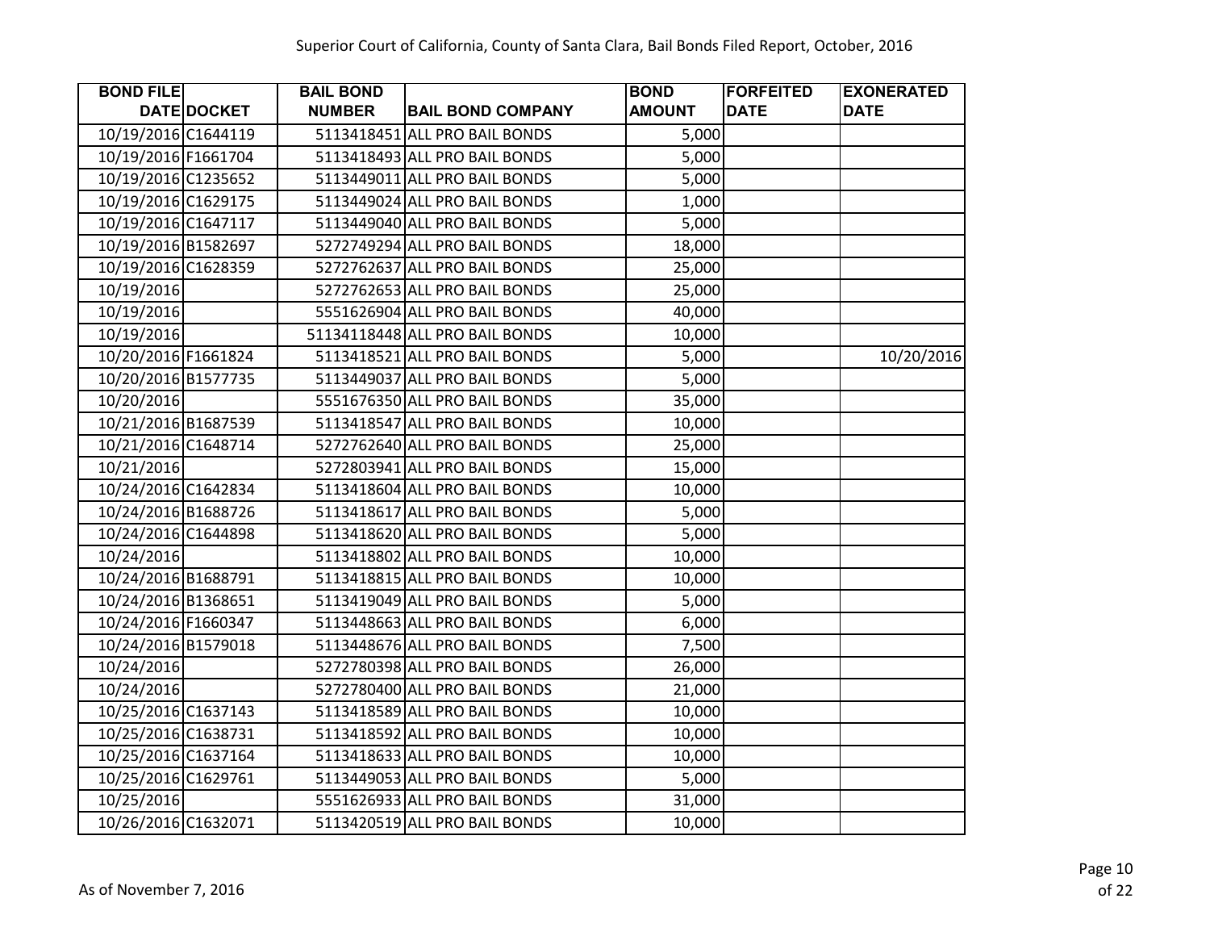| BOND FILE DATE | DOCKET | BAIL BOND NUMBER | BAIL BOND COMPANY | BOND AMOUNT | FORFEITED DATE | EXONERATED DATE |
|---|---|---|---|---|---|---|
| 10/19/2016 | C1644119 | 5113418451 | ALL PRO BAIL BONDS | 5,000 | | |
| 10/19/2016 | F1661704 | 5113418493 | ALL PRO BAIL BONDS | 5,000 | | |
| 10/19/2016 | C1235652 | 5113449011 | ALL PRO BAIL BONDS | 5,000 | | |
| 10/19/2016 | C1629175 | 5113449024 | ALL PRO BAIL BONDS | 1,000 | | |
| 10/19/2016 | C1647117 | 5113449040 | ALL PRO BAIL BONDS | 5,000 | | |
| 10/19/2016 | B1582697 | 5272749294 | ALL PRO BAIL BONDS | 18,000 | | |
| 10/19/2016 | C1628359 | 5272762637 | ALL PRO BAIL BONDS | 25,000 | | |
| 10/19/2016 | | 5272762653 | ALL PRO BAIL BONDS | 25,000 | | |
| 10/19/2016 | | 5551626904 | ALL PRO BAIL BONDS | 40,000 | | |
| 10/19/2016 | | 51134118448 | ALL PRO BAIL BONDS | 10,000 | | |
| 10/20/2016 | F1661824 | 5113418521 | ALL PRO BAIL BONDS | 5,000 | | 10/20/2016 |
| 10/20/2016 | B1577735 | 5113449037 | ALL PRO BAIL BONDS | 5,000 | | |
| 10/20/2016 | | 5551676350 | ALL PRO BAIL BONDS | 35,000 | | |
| 10/21/2016 | B1687539 | 5113418547 | ALL PRO BAIL BONDS | 10,000 | | |
| 10/21/2016 | C1648714 | 5272762640 | ALL PRO BAIL BONDS | 25,000 | | |
| 10/21/2016 | | 5272803941 | ALL PRO BAIL BONDS | 15,000 | | |
| 10/24/2016 | C1642834 | 5113418604 | ALL PRO BAIL BONDS | 10,000 | | |
| 10/24/2016 | B1688726 | 5113418617 | ALL PRO BAIL BONDS | 5,000 | | |
| 10/24/2016 | C1644898 | 5113418620 | ALL PRO BAIL BONDS | 5,000 | | |
| 10/24/2016 | | 5113418802 | ALL PRO BAIL BONDS | 10,000 | | |
| 10/24/2016 | B1688791 | 5113418815 | ALL PRO BAIL BONDS | 10,000 | | |
| 10/24/2016 | B1368651 | 5113419049 | ALL PRO BAIL BONDS | 5,000 | | |
| 10/24/2016 | F1660347 | 5113448663 | ALL PRO BAIL BONDS | 6,000 | | |
| 10/24/2016 | B1579018 | 5113448676 | ALL PRO BAIL BONDS | 7,500 | | |
| 10/24/2016 | | 5272780398 | ALL PRO BAIL BONDS | 26,000 | | |
| 10/24/2016 | | 5272780400 | ALL PRO BAIL BONDS | 21,000 | | |
| 10/25/2016 | C1637143 | 5113418589 | ALL PRO BAIL BONDS | 10,000 | | |
| 10/25/2016 | C1638731 | 5113418592 | ALL PRO BAIL BONDS | 10,000 | | |
| 10/25/2016 | C1637164 | 5113418633 | ALL PRO BAIL BONDS | 10,000 | | |
| 10/25/2016 | C1629761 | 5113449053 | ALL PRO BAIL BONDS | 5,000 | | |
| 10/25/2016 | | 5551626933 | ALL PRO BAIL BONDS | 31,000 | | |
| 10/26/2016 | C1632071 | 5113420519 | ALL PRO BAIL BONDS | 10,000 | | |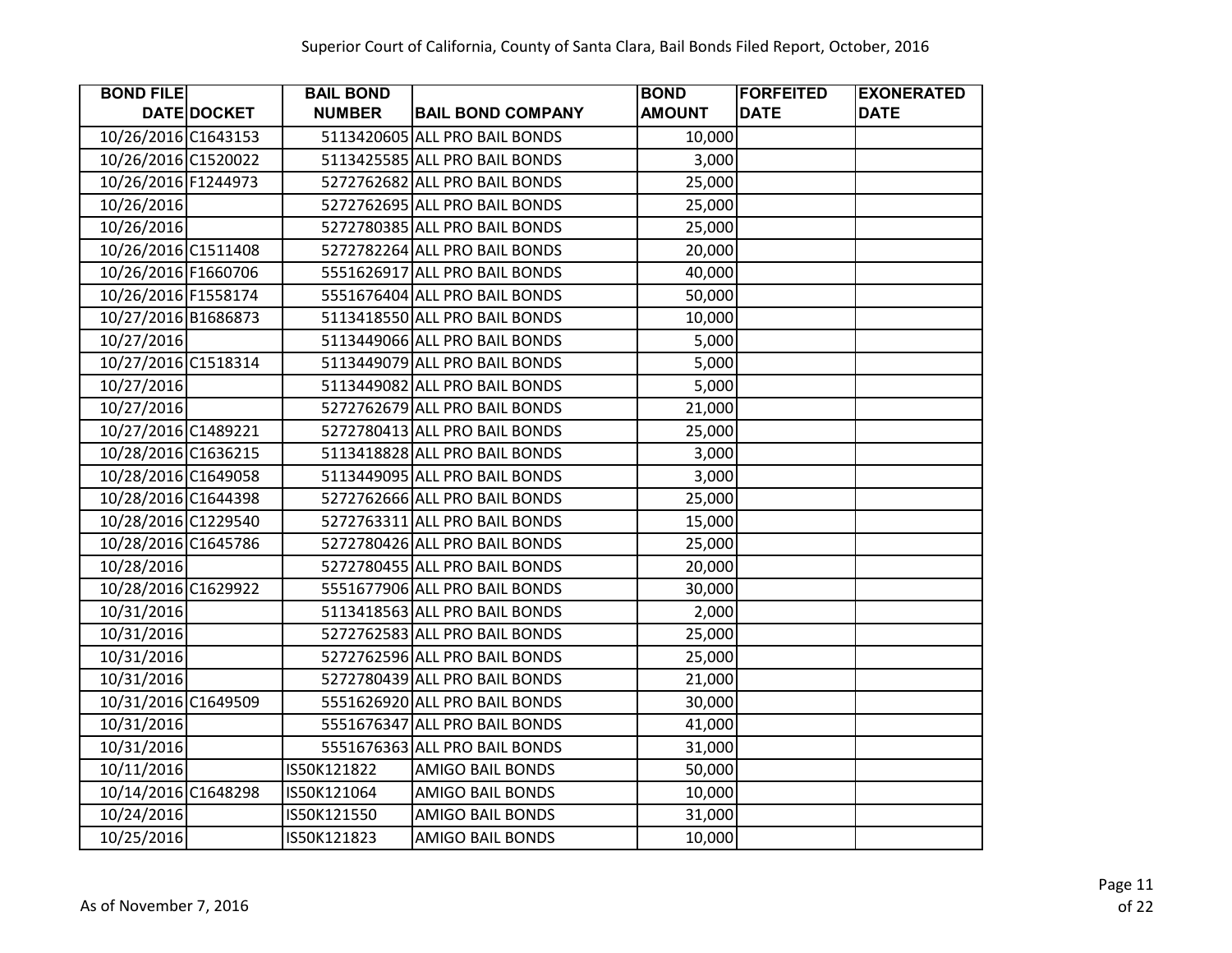| BOND FILE DATE | DOCKET | BAIL BOND NUMBER | BAIL BOND COMPANY | BOND AMOUNT | FORFEITED DATE | EXONERATED DATE |
|---|---|---|---|---|---|---|
| 10/26/2016 | C1643153 | 5113420605 | ALL PRO BAIL BONDS | 10,000 | | |
| 10/26/2016 | C1520022 | 5113425585 | ALL PRO BAIL BONDS | 3,000 | | |
| 10/26/2016 | F1244973 | 5272762682 | ALL PRO BAIL BONDS | 25,000 | | |
| 10/26/2016 | | 5272762695 | ALL PRO BAIL BONDS | 25,000 | | |
| 10/26/2016 | | 5272780385 | ALL PRO BAIL BONDS | 25,000 | | |
| 10/26/2016 | C1511408 | 5272782264 | ALL PRO BAIL BONDS | 20,000 | | |
| 10/26/2016 | F1660706 | 5551626917 | ALL PRO BAIL BONDS | 40,000 | | |
| 10/26/2016 | F1558174 | 5551676404 | ALL PRO BAIL BONDS | 50,000 | | |
| 10/27/2016 | B1686873 | 5113418550 | ALL PRO BAIL BONDS | 10,000 | | |
| 10/27/2016 | | 5113449066 | ALL PRO BAIL BONDS | 5,000 | | |
| 10/27/2016 | C1518314 | 5113449079 | ALL PRO BAIL BONDS | 5,000 | | |
| 10/27/2016 | | 5113449082 | ALL PRO BAIL BONDS | 5,000 | | |
| 10/27/2016 | | 5272762679 | ALL PRO BAIL BONDS | 21,000 | | |
| 10/27/2016 | C1489221 | 5272780413 | ALL PRO BAIL BONDS | 25,000 | | |
| 10/28/2016 | C1636215 | 5113418828 | ALL PRO BAIL BONDS | 3,000 | | |
| 10/28/2016 | C1649058 | 5113449095 | ALL PRO BAIL BONDS | 3,000 | | |
| 10/28/2016 | C1644398 | 5272762666 | ALL PRO BAIL BONDS | 25,000 | | |
| 10/28/2016 | C1229540 | 5272763311 | ALL PRO BAIL BONDS | 15,000 | | |
| 10/28/2016 | C1645786 | 5272780426 | ALL PRO BAIL BONDS | 25,000 | | |
| 10/28/2016 | | 5272780455 | ALL PRO BAIL BONDS | 20,000 | | |
| 10/28/2016 | C1629922 | 5551677906 | ALL PRO BAIL BONDS | 30,000 | | |
| 10/31/2016 | | 5113418563 | ALL PRO BAIL BONDS | 2,000 | | |
| 10/31/2016 | | 5272762583 | ALL PRO BAIL BONDS | 25,000 | | |
| 10/31/2016 | | 5272762596 | ALL PRO BAIL BONDS | 25,000 | | |
| 10/31/2016 | | 5272780439 | ALL PRO BAIL BONDS | 21,000 | | |
| 10/31/2016 | C1649509 | 5551626920 | ALL PRO BAIL BONDS | 30,000 | | |
| 10/31/2016 | | 5551676347 | ALL PRO BAIL BONDS | 41,000 | | |
| 10/31/2016 | | 5551676363 | ALL PRO BAIL BONDS | 31,000 | | |
| 10/11/2016 | | IS50K121822 | AMIGO BAIL BONDS | 50,000 | | |
| 10/14/2016 | C1648298 | IS50K121064 | AMIGO BAIL BONDS | 10,000 | | |
| 10/24/2016 | | IS50K121550 | AMIGO BAIL BONDS | 31,000 | | |
| 10/25/2016 | | IS50K121823 | AMIGO BAIL BONDS | 10,000 | | |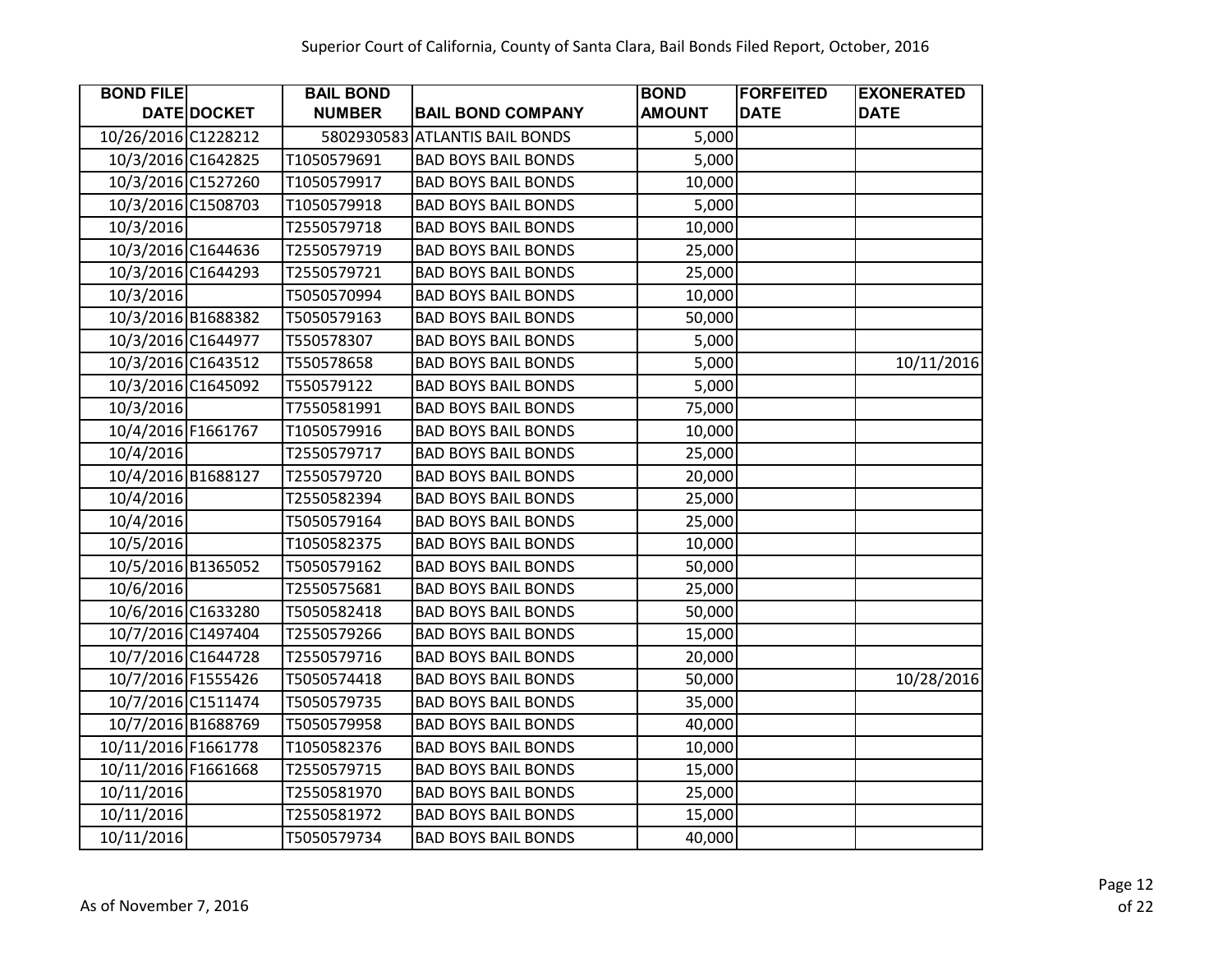Superior Court of California, County of Santa Clara, Bail Bonds Filed Report, October, 2016

| BOND FILE DATE | DOCKET | BAIL BOND NUMBER | BAIL BOND COMPANY | BOND AMOUNT | FORFEITED DATE | EXONERATED DATE |
|---|---|---|---|---|---|---|
| 10/26/2016 | C1228212 | 5802930583 | ATLANTIS BAIL BONDS | 5,000 | | |
| 10/3/2016 | C1642825 | T1050579691 | BAD BOYS BAIL BONDS | 5,000 | | |
| 10/3/2016 | C1527260 | T1050579917 | BAD BOYS BAIL BONDS | 10,000 | | |
| 10/3/2016 | C1508703 | T1050579918 | BAD BOYS BAIL BONDS | 5,000 | | |
| 10/3/2016 | | T2550579718 | BAD BOYS BAIL BONDS | 10,000 | | |
| 10/3/2016 | C1644636 | T2550579719 | BAD BOYS BAIL BONDS | 25,000 | | |
| 10/3/2016 | C1644293 | T2550579721 | BAD BOYS BAIL BONDS | 25,000 | | |
| 10/3/2016 | | T5050570994 | BAD BOYS BAIL BONDS | 10,000 | | |
| 10/3/2016 | B1688382 | T5050579163 | BAD BOYS BAIL BONDS | 50,000 | | |
| 10/3/2016 | C1644977 | T550578307 | BAD BOYS BAIL BONDS | 5,000 | | |
| 10/3/2016 | C1643512 | T550578658 | BAD BOYS BAIL BONDS | 5,000 | | 10/11/2016 |
| 10/3/2016 | C1645092 | T550579122 | BAD BOYS BAIL BONDS | 5,000 | | |
| 10/3/2016 | | T7550581991 | BAD BOYS BAIL BONDS | 75,000 | | |
| 10/4/2016 | F1661767 | T1050579916 | BAD BOYS BAIL BONDS | 10,000 | | |
| 10/4/2016 | | T2550579717 | BAD BOYS BAIL BONDS | 25,000 | | |
| 10/4/2016 | B1688127 | T2550579720 | BAD BOYS BAIL BONDS | 20,000 | | |
| 10/4/2016 | | T2550582394 | BAD BOYS BAIL BONDS | 25,000 | | |
| 10/4/2016 | | T5050579164 | BAD BOYS BAIL BONDS | 25,000 | | |
| 10/5/2016 | | T1050582375 | BAD BOYS BAIL BONDS | 10,000 | | |
| 10/5/2016 | B1365052 | T5050579162 | BAD BOYS BAIL BONDS | 50,000 | | |
| 10/6/2016 | | T2550575681 | BAD BOYS BAIL BONDS | 25,000 | | |
| 10/6/2016 | C1633280 | T5050582418 | BAD BOYS BAIL BONDS | 50,000 | | |
| 10/7/2016 | C1497404 | T2550579266 | BAD BOYS BAIL BONDS | 15,000 | | |
| 10/7/2016 | C1644728 | T2550579716 | BAD BOYS BAIL BONDS | 20,000 | | |
| 10/7/2016 | F1555426 | T5050574418 | BAD BOYS BAIL BONDS | 50,000 | | 10/28/2016 |
| 10/7/2016 | C1511474 | T5050579735 | BAD BOYS BAIL BONDS | 35,000 | | |
| 10/7/2016 | B1688769 | T5050579958 | BAD BOYS BAIL BONDS | 40,000 | | |
| 10/11/2016 | F1661778 | T1050582376 | BAD BOYS BAIL BONDS | 10,000 | | |
| 10/11/2016 | F1661668 | T2550579715 | BAD BOYS BAIL BONDS | 15,000 | | |
| 10/11/2016 | | T2550581970 | BAD BOYS BAIL BONDS | 25,000 | | |
| 10/11/2016 | | T2550581972 | BAD BOYS BAIL BONDS | 15,000 | | |
| 10/11/2016 | | T5050579734 | BAD BOYS BAIL BONDS | 40,000 | | |

As of November 7, 2016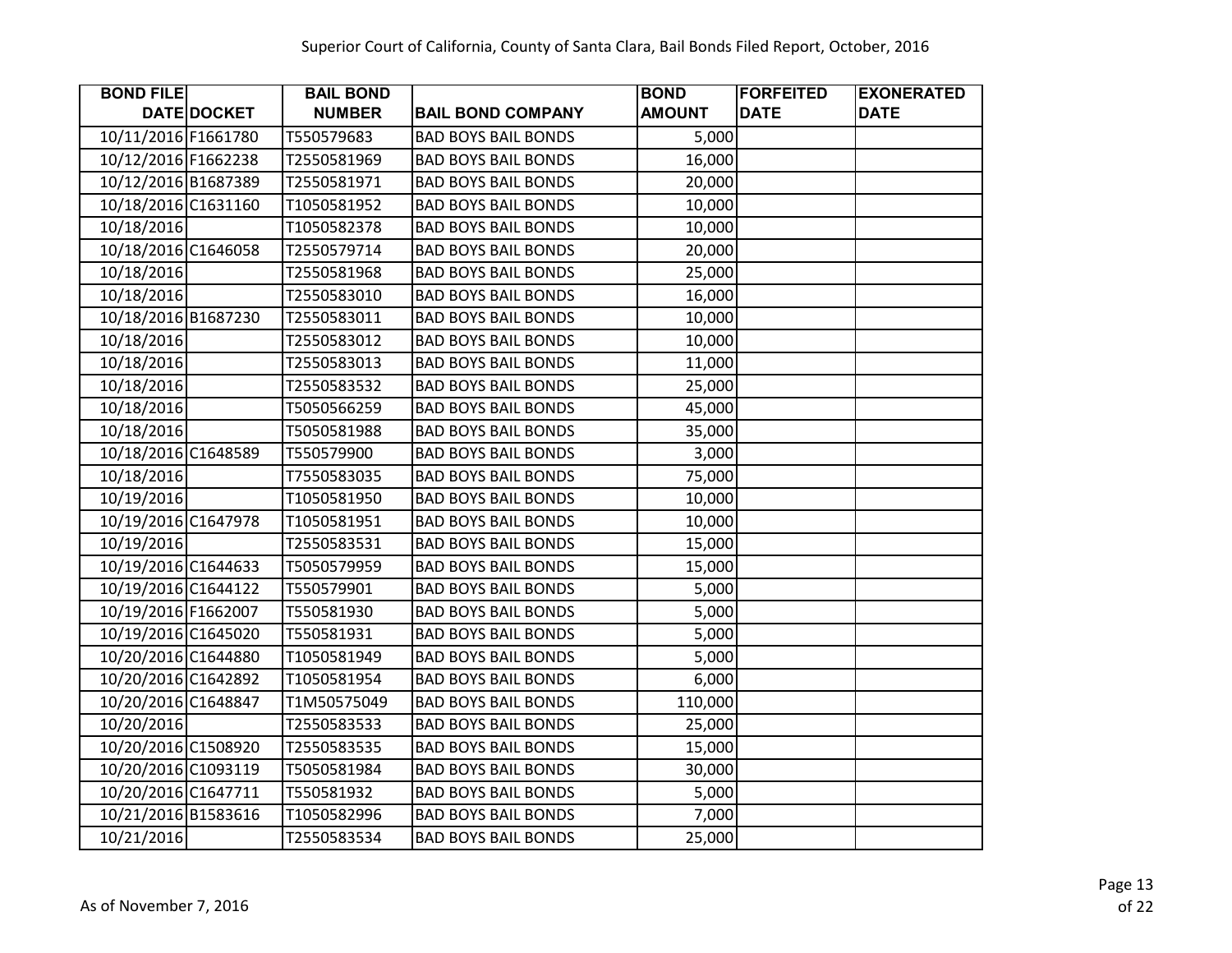Superior Court of California, County of Santa Clara, Bail Bonds Filed Report, October, 2016

| BOND FILE DATE | DOCKET | BAIL BOND NUMBER | BAIL BOND COMPANY | BOND AMOUNT | FORFEITED DATE | EXONERATED DATE |
|---|---|---|---|---|---|---|
| 10/11/2016 | F1661780 | T550579683 | BAD BOYS BAIL BONDS | 5,000 | | |
| 10/12/2016 | F1662238 | T2550581969 | BAD BOYS BAIL BONDS | 16,000 | | |
| 10/12/2016 | B1687389 | T2550581971 | BAD BOYS BAIL BONDS | 20,000 | | |
| 10/18/2016 | C1631160 | T1050581952 | BAD BOYS BAIL BONDS | 10,000 | | |
| 10/18/2016 | | T1050582378 | BAD BOYS BAIL BONDS | 10,000 | | |
| 10/18/2016 | C1646058 | T2550579714 | BAD BOYS BAIL BONDS | 20,000 | | |
| 10/18/2016 | | T2550581968 | BAD BOYS BAIL BONDS | 25,000 | | |
| 10/18/2016 | | T2550583010 | BAD BOYS BAIL BONDS | 16,000 | | |
| 10/18/2016 | B1687230 | T2550583011 | BAD BOYS BAIL BONDS | 10,000 | | |
| 10/18/2016 | | T2550583012 | BAD BOYS BAIL BONDS | 10,000 | | |
| 10/18/2016 | | T2550583013 | BAD BOYS BAIL BONDS | 11,000 | | |
| 10/18/2016 | | T2550583532 | BAD BOYS BAIL BONDS | 25,000 | | |
| 10/18/2016 | | T5050566259 | BAD BOYS BAIL BONDS | 45,000 | | |
| 10/18/2016 | | T5050581988 | BAD BOYS BAIL BONDS | 35,000 | | |
| 10/18/2016 | C1648589 | T550579900 | BAD BOYS BAIL BONDS | 3,000 | | |
| 10/18/2016 | | T7550583035 | BAD BOYS BAIL BONDS | 75,000 | | |
| 10/19/2016 | | T1050581950 | BAD BOYS BAIL BONDS | 10,000 | | |
| 10/19/2016 | C1647978 | T1050581951 | BAD BOYS BAIL BONDS | 10,000 | | |
| 10/19/2016 | | T2550583531 | BAD BOYS BAIL BONDS | 15,000 | | |
| 10/19/2016 | C1644633 | T5050579959 | BAD BOYS BAIL BONDS | 15,000 | | |
| 10/19/2016 | C1644122 | T550579901 | BAD BOYS BAIL BONDS | 5,000 | | |
| 10/19/2016 | F1662007 | T550581930 | BAD BOYS BAIL BONDS | 5,000 | | |
| 10/19/2016 | C1645020 | T550581931 | BAD BOYS BAIL BONDS | 5,000 | | |
| 10/20/2016 | C1644880 | T1050581949 | BAD BOYS BAIL BONDS | 5,000 | | |
| 10/20/2016 | C1642892 | T1050581954 | BAD BOYS BAIL BONDS | 6,000 | | |
| 10/20/2016 | C1648847 | T1M50575049 | BAD BOYS BAIL BONDS | 110,000 | | |
| 10/20/2016 | | T2550583533 | BAD BOYS BAIL BONDS | 25,000 | | |
| 10/20/2016 | C1508920 | T2550583535 | BAD BOYS BAIL BONDS | 15,000 | | |
| 10/20/2016 | C1093119 | T5050581984 | BAD BOYS BAIL BONDS | 30,000 | | |
| 10/20/2016 | C1647711 | T550581932 | BAD BOYS BAIL BONDS | 5,000 | | |
| 10/21/2016 | B1583616 | T1050582996 | BAD BOYS BAIL BONDS | 7,000 | | |
| 10/21/2016 | | T2550583534 | BAD BOYS BAIL BONDS | 25,000 | | |

As of November 7, 2016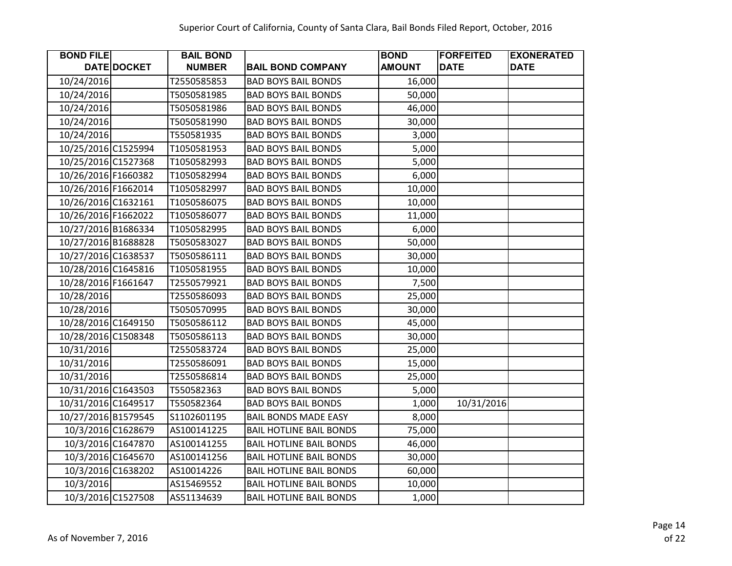Superior Court of California, County of Santa Clara, Bail Bonds Filed Report, October, 2016

| BOND FILE DATE | DOCKET | BAIL BOND NUMBER | BAIL BOND COMPANY | BOND AMOUNT | FORFEITED DATE | EXONERATED DATE |
|---|---|---|---|---|---|---|
| 10/24/2016 | | T2550585853 | BAD BOYS BAIL BONDS | 16,000 | | |
| 10/24/2016 | | T5050581985 | BAD BOYS BAIL BONDS | 50,000 | | |
| 10/24/2016 | | T5050581986 | BAD BOYS BAIL BONDS | 46,000 | | |
| 10/24/2016 | | T5050581990 | BAD BOYS BAIL BONDS | 30,000 | | |
| 10/24/2016 | | T550581935 | BAD BOYS BAIL BONDS | 3,000 | | |
| 10/25/2016 | C1525994 | T1050581953 | BAD BOYS BAIL BONDS | 5,000 | | |
| 10/25/2016 | C1527368 | T1050582993 | BAD BOYS BAIL BONDS | 5,000 | | |
| 10/26/2016 | F1660382 | T1050582994 | BAD BOYS BAIL BONDS | 6,000 | | |
| 10/26/2016 | F1662014 | T1050582997 | BAD BOYS BAIL BONDS | 10,000 | | |
| 10/26/2016 | C1632161 | T1050586075 | BAD BOYS BAIL BONDS | 10,000 | | |
| 10/26/2016 | F1662022 | T1050586077 | BAD BOYS BAIL BONDS | 11,000 | | |
| 10/27/2016 | B1686334 | T1050582995 | BAD BOYS BAIL BONDS | 6,000 | | |
| 10/27/2016 | B1688828 | T5050583027 | BAD BOYS BAIL BONDS | 50,000 | | |
| 10/27/2016 | C1638537 | T5050586111 | BAD BOYS BAIL BONDS | 30,000 | | |
| 10/28/2016 | C1645816 | T1050581955 | BAD BOYS BAIL BONDS | 10,000 | | |
| 10/28/2016 | F1661647 | T2550579921 | BAD BOYS BAIL BONDS | 7,500 | | |
| 10/28/2016 | | T2550586093 | BAD BOYS BAIL BONDS | 25,000 | | |
| 10/28/2016 | | T5050570995 | BAD BOYS BAIL BONDS | 30,000 | | |
| 10/28/2016 | C1649150 | T5050586112 | BAD BOYS BAIL BONDS | 45,000 | | |
| 10/28/2016 | C1508348 | T5050586113 | BAD BOYS BAIL BONDS | 30,000 | | |
| 10/31/2016 | | T2550583724 | BAD BOYS BAIL BONDS | 25,000 | | |
| 10/31/2016 | | T2550586091 | BAD BOYS BAIL BONDS | 15,000 | | |
| 10/31/2016 | | T2550586814 | BAD BOYS BAIL BONDS | 25,000 | | |
| 10/31/2016 | C1643503 | T550582363 | BAD BOYS BAIL BONDS | 5,000 | | |
| 10/31/2016 | C1649517 | T550582364 | BAD BOYS BAIL BONDS | 1,000 | 10/31/2016 | |
| 10/27/2016 | B1579545 | S1102601195 | BAIL BONDS MADE EASY | 8,000 | | |
| 10/3/2016 | C1628679 | AS100141225 | BAIL HOTLINE BAIL BONDS | 75,000 | | |
| 10/3/2016 | C1647870 | AS100141255 | BAIL HOTLINE BAIL BONDS | 46,000 | | |
| 10/3/2016 | C1645670 | AS100141256 | BAIL HOTLINE BAIL BONDS | 30,000 | | |
| 10/3/2016 | C1638202 | AS10014226 | BAIL HOTLINE BAIL BONDS | 60,000 | | |
| 10/3/2016 | | AS15469552 | BAIL HOTLINE BAIL BONDS | 10,000 | | |
| 10/3/2016 | C1527508 | AS51134639 | BAIL HOTLINE BAIL BONDS | 1,000 | | |

As of November 7, 2016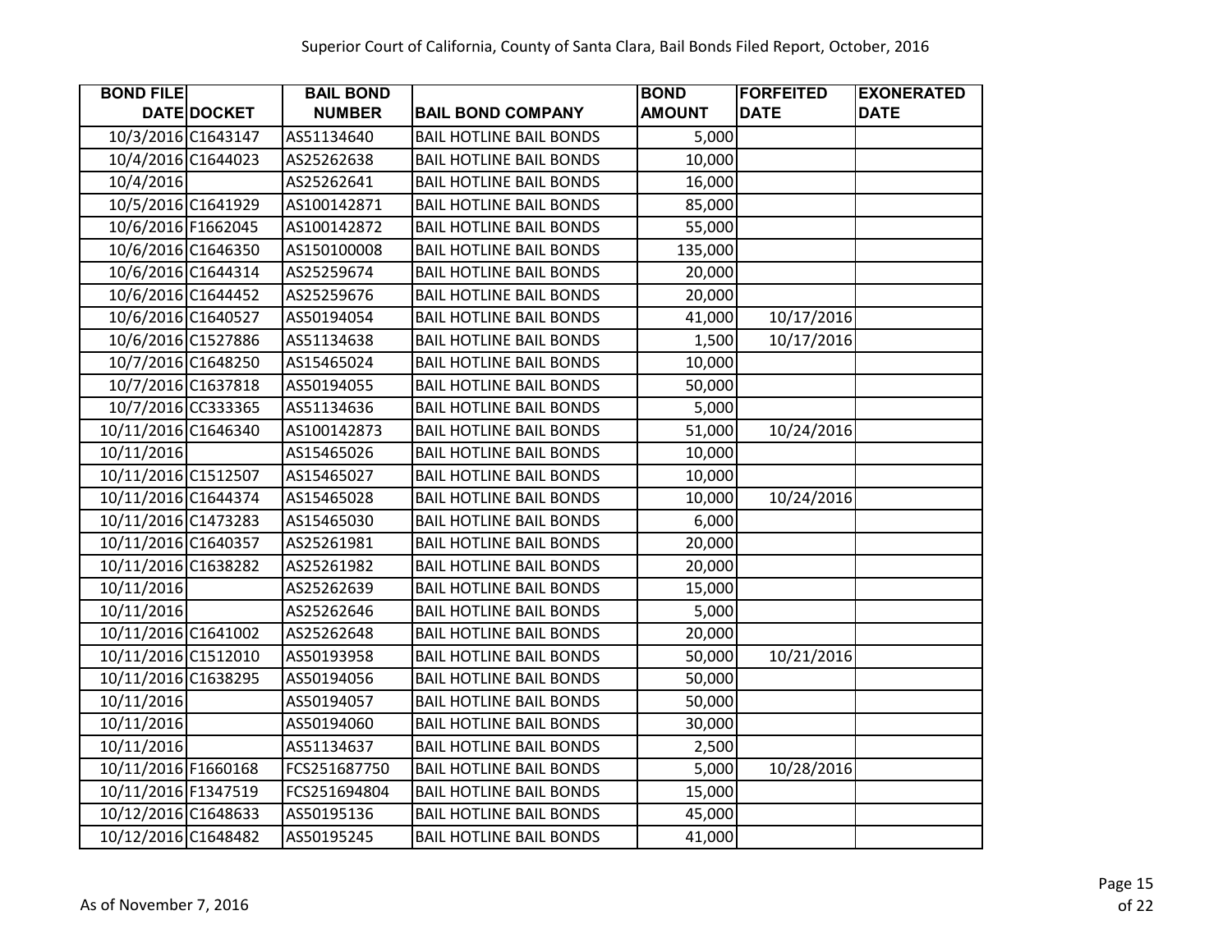Superior Court of California, County of Santa Clara, Bail Bonds Filed Report, October, 2016

| BOND FILE DATE | DOCKET | BAIL BOND NUMBER | BAIL BOND COMPANY | BOND AMOUNT | FORFEITED DATE | EXONERATED DATE |
|---|---|---|---|---|---|---|
| 10/3/2016 | C1643147 | AS51134640 | BAIL HOTLINE BAIL BONDS | 5,000 | | |
| 10/4/2016 | C1644023 | AS25262638 | BAIL HOTLINE BAIL BONDS | 10,000 | | |
| 10/4/2016 | | AS25262641 | BAIL HOTLINE BAIL BONDS | 16,000 | | |
| 10/5/2016 | C1641929 | AS100142871 | BAIL HOTLINE BAIL BONDS | 85,000 | | |
| 10/6/2016 | F1662045 | AS100142872 | BAIL HOTLINE BAIL BONDS | 55,000 | | |
| 10/6/2016 | C1646350 | AS150100008 | BAIL HOTLINE BAIL BONDS | 135,000 | | |
| 10/6/2016 | C1644314 | AS25259674 | BAIL HOTLINE BAIL BONDS | 20,000 | | |
| 10/6/2016 | C1644452 | AS25259676 | BAIL HOTLINE BAIL BONDS | 20,000 | | |
| 10/6/2016 | C1640527 | AS50194054 | BAIL HOTLINE BAIL BONDS | 41,000 | 10/17/2016 | |
| 10/6/2016 | C1527886 | AS51134638 | BAIL HOTLINE BAIL BONDS | 1,500 | 10/17/2016 | |
| 10/7/2016 | C1648250 | AS15465024 | BAIL HOTLINE BAIL BONDS | 10,000 | | |
| 10/7/2016 | C1637818 | AS50194055 | BAIL HOTLINE BAIL BONDS | 50,000 | | |
| 10/7/2016 | CC333365 | AS51134636 | BAIL HOTLINE BAIL BONDS | 5,000 | | |
| 10/11/2016 | C1646340 | AS100142873 | BAIL HOTLINE BAIL BONDS | 51,000 | 10/24/2016 | |
| 10/11/2016 | | AS15465026 | BAIL HOTLINE BAIL BONDS | 10,000 | | |
| 10/11/2016 | C1512507 | AS15465027 | BAIL HOTLINE BAIL BONDS | 10,000 | | |
| 10/11/2016 | C1644374 | AS15465028 | BAIL HOTLINE BAIL BONDS | 10,000 | 10/24/2016 | |
| 10/11/2016 | C1473283 | AS15465030 | BAIL HOTLINE BAIL BONDS | 6,000 | | |
| 10/11/2016 | C1640357 | AS25261981 | BAIL HOTLINE BAIL BONDS | 20,000 | | |
| 10/11/2016 | C1638282 | AS25261982 | BAIL HOTLINE BAIL BONDS | 20,000 | | |
| 10/11/2016 | | AS25262639 | BAIL HOTLINE BAIL BONDS | 15,000 | | |
| 10/11/2016 | | AS25262646 | BAIL HOTLINE BAIL BONDS | 5,000 | | |
| 10/11/2016 | C1641002 | AS25262648 | BAIL HOTLINE BAIL BONDS | 20,000 | | |
| 10/11/2016 | C1512010 | AS50193958 | BAIL HOTLINE BAIL BONDS | 50,000 | 10/21/2016 | |
| 10/11/2016 | C1638295 | AS50194056 | BAIL HOTLINE BAIL BONDS | 50,000 | | |
| 10/11/2016 | | AS50194057 | BAIL HOTLINE BAIL BONDS | 50,000 | | |
| 10/11/2016 | | AS50194060 | BAIL HOTLINE BAIL BONDS | 30,000 | | |
| 10/11/2016 | | AS51134637 | BAIL HOTLINE BAIL BONDS | 2,500 | | |
| 10/11/2016 | F1660168 | FCS251687750 | BAIL HOTLINE BAIL BONDS | 5,000 | 10/28/2016 | |
| 10/11/2016 | F1347519 | FCS251694804 | BAIL HOTLINE BAIL BONDS | 15,000 | | |
| 10/12/2016 | C1648633 | AS50195136 | BAIL HOTLINE BAIL BONDS | 45,000 | | |
| 10/12/2016 | C1648482 | AS50195245 | BAIL HOTLINE BAIL BONDS | 41,000 | | |

As of November 7, 2016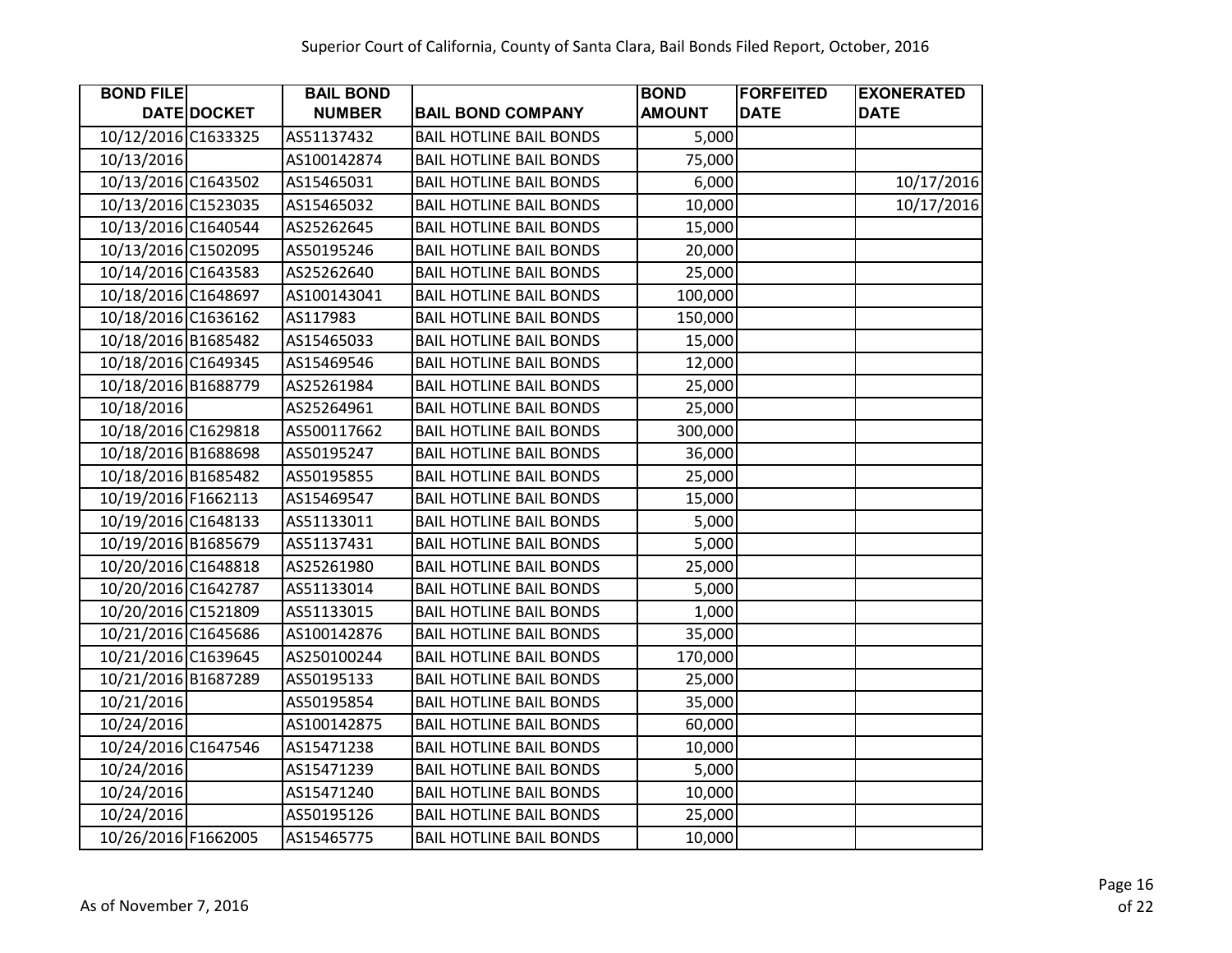Superior Court of California, County of Santa Clara, Bail Bonds Filed Report, October, 2016

| BOND FILE DATE | DOCKET | BAIL BOND NUMBER | BAIL BOND COMPANY | BOND AMOUNT | FORFEITED DATE | EXONERATED DATE |
|---|---|---|---|---|---|---|
| 10/12/2016 | C1633325 | AS51137432 | BAIL HOTLINE BAIL BONDS | 5,000 | | |
| 10/13/2016 | | AS100142874 | BAIL HOTLINE BAIL BONDS | 75,000 | | |
| 10/13/2016 | C1643502 | AS15465031 | BAIL HOTLINE BAIL BONDS | 6,000 | | 10/17/2016 |
| 10/13/2016 | C1523035 | AS15465032 | BAIL HOTLINE BAIL BONDS | 10,000 | | 10/17/2016 |
| 10/13/2016 | C1640544 | AS25262645 | BAIL HOTLINE BAIL BONDS | 15,000 | | |
| 10/13/2016 | C1502095 | AS50195246 | BAIL HOTLINE BAIL BONDS | 20,000 | | |
| 10/14/2016 | C1643583 | AS25262640 | BAIL HOTLINE BAIL BONDS | 25,000 | | |
| 10/18/2016 | C1648697 | AS100143041 | BAIL HOTLINE BAIL BONDS | 100,000 | | |
| 10/18/2016 | C1636162 | AS117983 | BAIL HOTLINE BAIL BONDS | 150,000 | | |
| 10/18/2016 | B1685482 | AS15465033 | BAIL HOTLINE BAIL BONDS | 15,000 | | |
| 10/18/2016 | C1649345 | AS15469546 | BAIL HOTLINE BAIL BONDS | 12,000 | | |
| 10/18/2016 | B1688779 | AS25261984 | BAIL HOTLINE BAIL BONDS | 25,000 | | |
| 10/18/2016 | | AS25264961 | BAIL HOTLINE BAIL BONDS | 25,000 | | |
| 10/18/2016 | C1629818 | AS500117662 | BAIL HOTLINE BAIL BONDS | 300,000 | | |
| 10/18/2016 | B1688698 | AS50195247 | BAIL HOTLINE BAIL BONDS | 36,000 | | |
| 10/18/2016 | B1685482 | AS50195855 | BAIL HOTLINE BAIL BONDS | 25,000 | | |
| 10/19/2016 | F1662113 | AS15469547 | BAIL HOTLINE BAIL BONDS | 15,000 | | |
| 10/19/2016 | C1648133 | AS51133011 | BAIL HOTLINE BAIL BONDS | 5,000 | | |
| 10/19/2016 | B1685679 | AS51137431 | BAIL HOTLINE BAIL BONDS | 5,000 | | |
| 10/20/2016 | C1648818 | AS25261980 | BAIL HOTLINE BAIL BONDS | 25,000 | | |
| 10/20/2016 | C1642787 | AS51133014 | BAIL HOTLINE BAIL BONDS | 5,000 | | |
| 10/20/2016 | C1521809 | AS51133015 | BAIL HOTLINE BAIL BONDS | 1,000 | | |
| 10/21/2016 | C1645686 | AS100142876 | BAIL HOTLINE BAIL BONDS | 35,000 | | |
| 10/21/2016 | C1639645 | AS250100244 | BAIL HOTLINE BAIL BONDS | 170,000 | | |
| 10/21/2016 | B1687289 | AS50195133 | BAIL HOTLINE BAIL BONDS | 25,000 | | |
| 10/21/2016 | | AS50195854 | BAIL HOTLINE BAIL BONDS | 35,000 | | |
| 10/24/2016 | | AS100142875 | BAIL HOTLINE BAIL BONDS | 60,000 | | |
| 10/24/2016 | C1647546 | AS15471238 | BAIL HOTLINE BAIL BONDS | 10,000 | | |
| 10/24/2016 | | AS15471239 | BAIL HOTLINE BAIL BONDS | 5,000 | | |
| 10/24/2016 | | AS15471240 | BAIL HOTLINE BAIL BONDS | 10,000 | | |
| 10/24/2016 | | AS50195126 | BAIL HOTLINE BAIL BONDS | 25,000 | | |
| 10/26/2016 | F1662005 | AS15465775 | BAIL HOTLINE BAIL BONDS | 10,000 | | |

As of November 7, 2016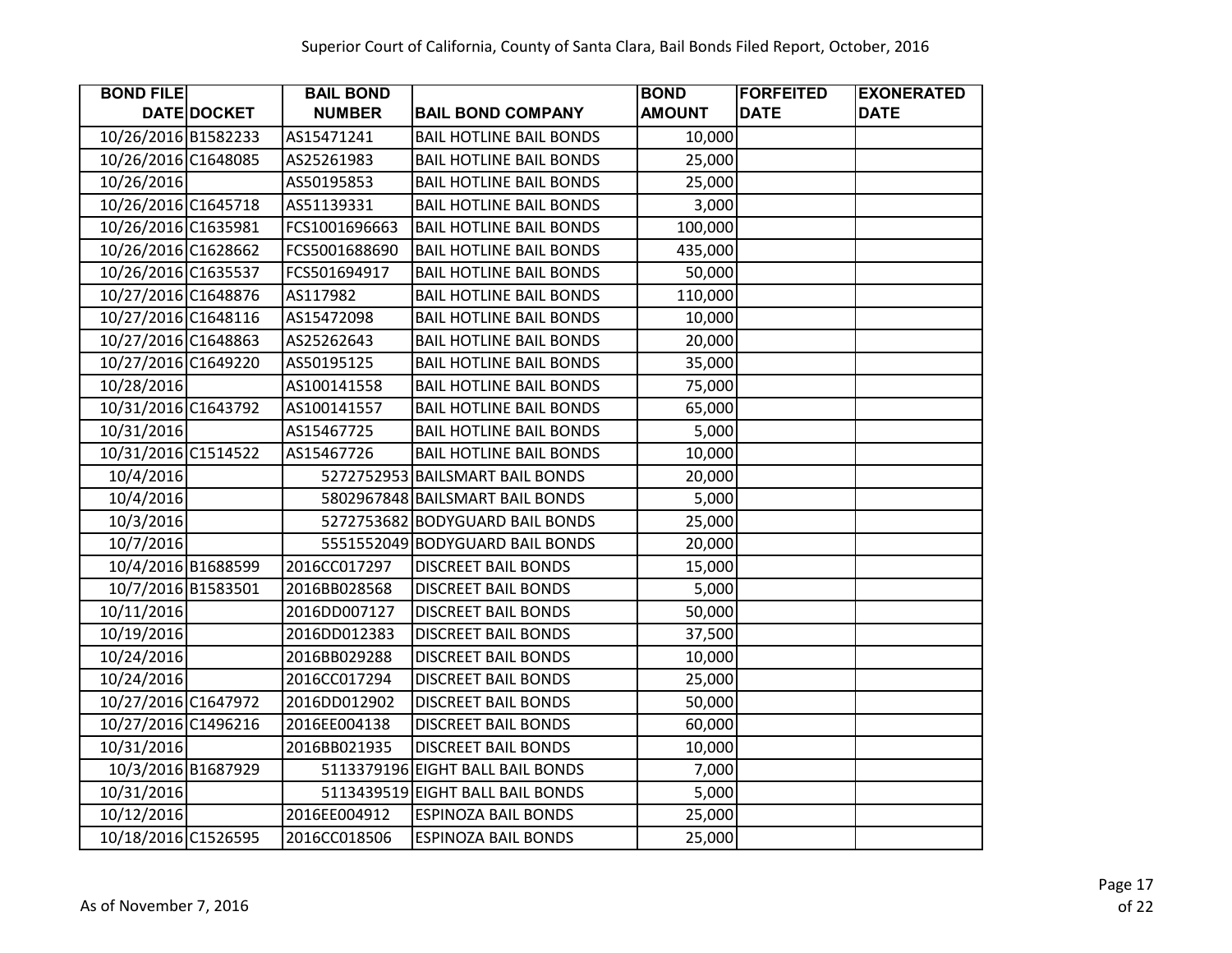Superior Court of California, County of Santa Clara, Bail Bonds Filed Report, October, 2016

| BOND FILE DATE | DOCKET | BAIL BOND NUMBER | BAIL BOND COMPANY | BOND AMOUNT | FORFEITED DATE | EXONERATED DATE |
|---|---|---|---|---|---|---|
| 10/26/2016 | B1582233 | AS15471241 | BAIL HOTLINE BAIL BONDS | 10,000 | | |
| 10/26/2016 | C1648085 | AS25261983 | BAIL HOTLINE BAIL BONDS | 25,000 | | |
| 10/26/2016 | | AS50195853 | BAIL HOTLINE BAIL BONDS | 25,000 | | |
| 10/26/2016 | C1645718 | AS51139331 | BAIL HOTLINE BAIL BONDS | 3,000 | | |
| 10/26/2016 | C1635981 | FCS1001696663 | BAIL HOTLINE BAIL BONDS | 100,000 | | |
| 10/26/2016 | C1628662 | FCS5001688690 | BAIL HOTLINE BAIL BONDS | 435,000 | | |
| 10/26/2016 | C1635537 | FCS501694917 | BAIL HOTLINE BAIL BONDS | 50,000 | | |
| 10/27/2016 | C1648876 | AS117982 | BAIL HOTLINE BAIL BONDS | 110,000 | | |
| 10/27/2016 | C1648116 | AS15472098 | BAIL HOTLINE BAIL BONDS | 10,000 | | |
| 10/27/2016 | C1648863 | AS25262643 | BAIL HOTLINE BAIL BONDS | 20,000 | | |
| 10/27/2016 | C1649220 | AS50195125 | BAIL HOTLINE BAIL BONDS | 35,000 | | |
| 10/28/2016 | | AS100141558 | BAIL HOTLINE BAIL BONDS | 75,000 | | |
| 10/31/2016 | C1643792 | AS100141557 | BAIL HOTLINE BAIL BONDS | 65,000 | | |
| 10/31/2016 | | AS15467725 | BAIL HOTLINE BAIL BONDS | 5,000 | | |
| 10/31/2016 | C1514522 | AS15467726 | BAIL HOTLINE BAIL BONDS | 10,000 | | |
| 10/4/2016 | | 5272752953 | BAILSMART BAIL BONDS | 20,000 | | |
| 10/4/2016 | | 5802967848 | BAILSMART BAIL BONDS | 5,000 | | |
| 10/3/2016 | | 5272753682 | BODYGUARD BAIL BONDS | 25,000 | | |
| 10/7/2016 | | 5551552049 | BODYGUARD BAIL BONDS | 20,000 | | |
| 10/4/2016 | B1688599 | 2016CC017297 | DISCREET BAIL BONDS | 15,000 | | |
| 10/7/2016 | B1583501 | 2016BB028568 | DISCREET BAIL BONDS | 5,000 | | |
| 10/11/2016 | | 2016DD007127 | DISCREET BAIL BONDS | 50,000 | | |
| 10/19/2016 | | 2016DD012383 | DISCREET BAIL BONDS | 37,500 | | |
| 10/24/2016 | | 2016BB029288 | DISCREET BAIL BONDS | 10,000 | | |
| 10/24/2016 | | 2016CC017294 | DISCREET BAIL BONDS | 25,000 | | |
| 10/27/2016 | C1647972 | 2016DD012902 | DISCREET BAIL BONDS | 50,000 | | |
| 10/27/2016 | C1496216 | 2016EE004138 | DISCREET BAIL BONDS | 60,000 | | |
| 10/31/2016 | | 2016BB021935 | DISCREET BAIL BONDS | 10,000 | | |
| 10/3/2016 | B1687929 | 5113379196 | EIGHT BALL BAIL BONDS | 7,000 | | |
| 10/31/2016 | | 5113439519 | EIGHT BALL BAIL BONDS | 5,000 | | |
| 10/12/2016 | | 2016EE004912 | ESPINOZA BAIL BONDS | 25,000 | | |
| 10/18/2016 | C1526595 | 2016CC018506 | ESPINOZA BAIL BONDS | 25,000 | | |

As of November 7, 2016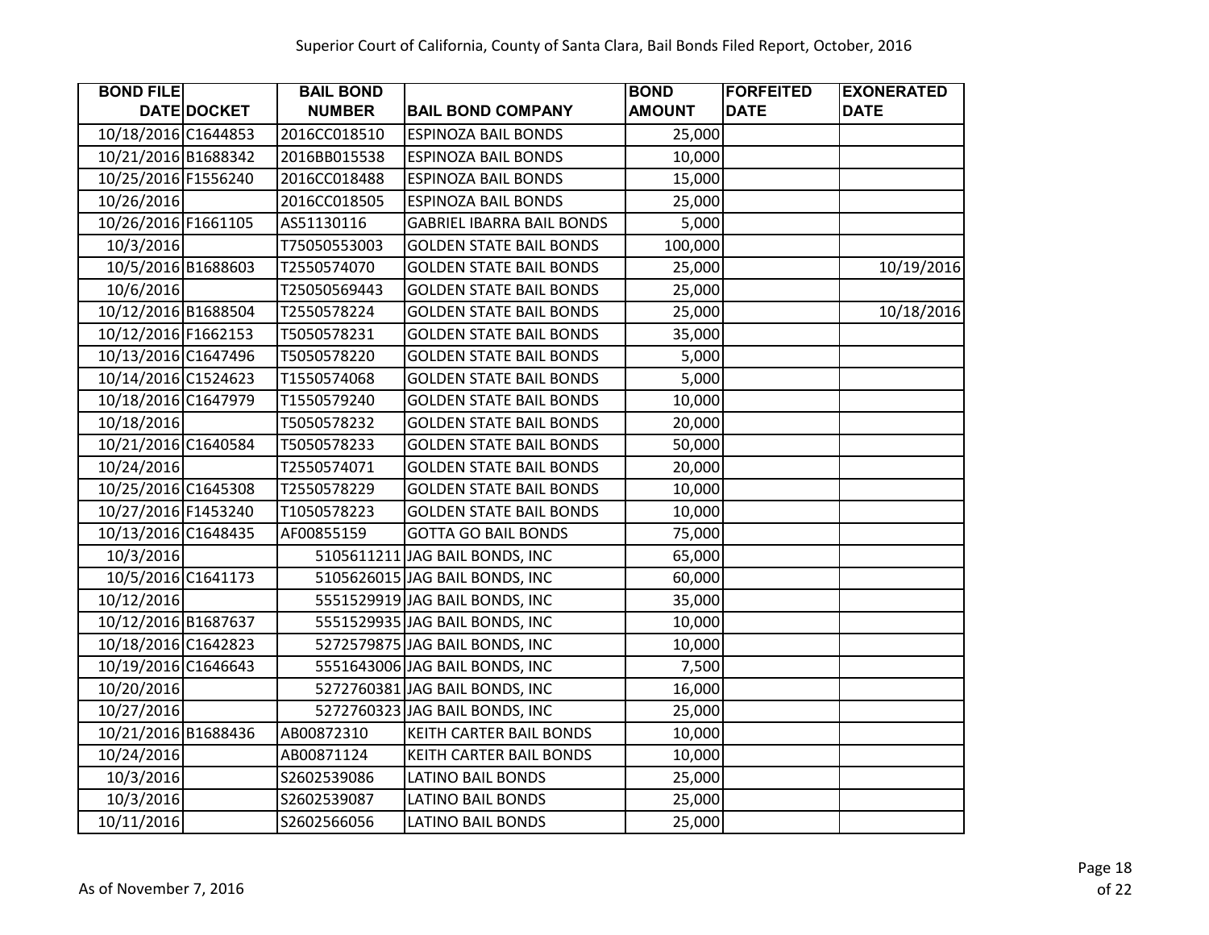Superior Court of California, County of Santa Clara, Bail Bonds Filed Report, October, 2016

| BOND FILE DATE | DOCKET | BAIL BOND NUMBER | BAIL BOND COMPANY | BOND AMOUNT | FORFEITED DATE | EXONERATED DATE |
|---|---|---|---|---|---|---|
| 10/18/2016 | C1644853 | 2016CC018510 | ESPINOZA BAIL BONDS | 25,000 | | |
| 10/21/2016 | B1688342 | 2016BB015538 | ESPINOZA BAIL BONDS | 10,000 | | |
| 10/25/2016 | F1556240 | 2016CC018488 | ESPINOZA BAIL BONDS | 15,000 | | |
| 10/26/2016 | | 2016CC018505 | ESPINOZA BAIL BONDS | 25,000 | | |
| 10/26/2016 | F1661105 | AS51130116 | GABRIEL IBARRA BAIL BONDS | 5,000 | | |
| 10/3/2016 | | T75050553003 | GOLDEN STATE BAIL BONDS | 100,000 | | |
| 10/5/2016 | B1688603 | T2550574070 | GOLDEN STATE BAIL BONDS | 25,000 | | 10/19/2016 |
| 10/6/2016 | | T25050569443 | GOLDEN STATE BAIL BONDS | 25,000 | | |
| 10/12/2016 | B1688504 | T2550578224 | GOLDEN STATE BAIL BONDS | 25,000 | | 10/18/2016 |
| 10/12/2016 | F1662153 | T5050578231 | GOLDEN STATE BAIL BONDS | 35,000 | | |
| 10/13/2016 | C1647496 | T5050578220 | GOLDEN STATE BAIL BONDS | 5,000 | | |
| 10/14/2016 | C1524623 | T1550574068 | GOLDEN STATE BAIL BONDS | 5,000 | | |
| 10/18/2016 | C1647979 | T1550579240 | GOLDEN STATE BAIL BONDS | 10,000 | | |
| 10/18/2016 | | T5050578232 | GOLDEN STATE BAIL BONDS | 20,000 | | |
| 10/21/2016 | C1640584 | T5050578233 | GOLDEN STATE BAIL BONDS | 50,000 | | |
| 10/24/2016 | | T2550574071 | GOLDEN STATE BAIL BONDS | 20,000 | | |
| 10/25/2016 | C1645308 | T2550578229 | GOLDEN STATE BAIL BONDS | 10,000 | | |
| 10/27/2016 | F1453240 | T1050578223 | GOLDEN STATE BAIL BONDS | 10,000 | | |
| 10/13/2016 | C1648435 | AF00855159 | GOTTA GO BAIL BONDS | 75,000 | | |
| 10/3/2016 | | 5105611211 | JAG BAIL BONDS, INC | 65,000 | | |
| 10/5/2016 | C1641173 | 5105626015 | JAG BAIL BONDS, INC | 60,000 | | |
| 10/12/2016 | | 5551529919 | JAG BAIL BONDS, INC | 35,000 | | |
| 10/12/2016 | B1687637 | 5551529935 | JAG BAIL BONDS, INC | 10,000 | | |
| 10/18/2016 | C1642823 | 5272579875 | JAG BAIL BONDS, INC | 10,000 | | |
| 10/19/2016 | C1646643 | 5551643006 | JAG BAIL BONDS, INC | 7,500 | | |
| 10/20/2016 | | 5272760381 | JAG BAIL BONDS, INC | 16,000 | | |
| 10/27/2016 | | 5272760323 | JAG BAIL BONDS, INC | 25,000 | | |
| 10/21/2016 | B1688436 | AB00872310 | KEITH CARTER BAIL BONDS | 10,000 | | |
| 10/24/2016 | | AB00871124 | KEITH CARTER BAIL BONDS | 10,000 | | |
| 10/3/2016 | | S2602539086 | LATINO BAIL BONDS | 25,000 | | |
| 10/3/2016 | | S2602539087 | LATINO BAIL BONDS | 25,000 | | |
| 10/11/2016 | | S2602566056 | LATINO BAIL BONDS | 25,000 | | |

As of November 7, 2016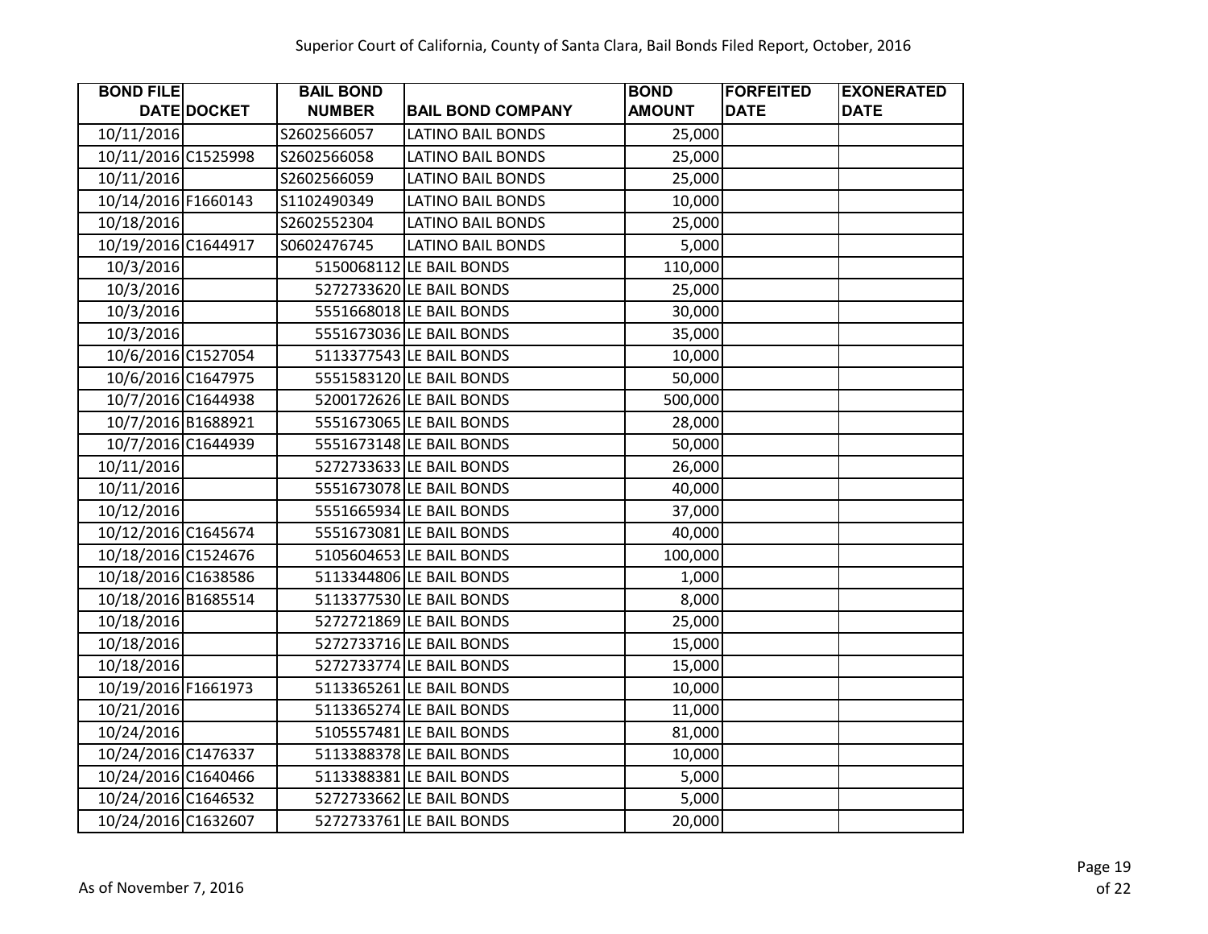Superior Court of California, County of Santa Clara, Bail Bonds Filed Report, October, 2016

| BOND FILE DATE | DOCKET | BAIL BOND NUMBER | BAIL BOND COMPANY | BOND AMOUNT | FORFEITED DATE | EXONERATED DATE |
|---|---|---|---|---|---|---|
| 10/11/2016 | | S2602566057 | LATINO BAIL BONDS | 25,000 | | |
| 10/11/2016 | C1525998 | S2602566058 | LATINO BAIL BONDS | 25,000 | | |
| 10/11/2016 | | S2602566059 | LATINO BAIL BONDS | 25,000 | | |
| 10/14/2016 | F1660143 | S1102490349 | LATINO BAIL BONDS | 10,000 | | |
| 10/18/2016 | | S2602552304 | LATINO BAIL BONDS | 25,000 | | |
| 10/19/2016 | C1644917 | S0602476745 | LATINO BAIL BONDS | 5,000 | | |
| 10/3/2016 | | 5150068112 | LE BAIL BONDS | 110,000 | | |
| 10/3/2016 | | 5272733620 | LE BAIL BONDS | 25,000 | | |
| 10/3/2016 | | 5551668018 | LE BAIL BONDS | 30,000 | | |
| 10/3/2016 | | 5551673036 | LE BAIL BONDS | 35,000 | | |
| 10/6/2016 | C1527054 | 5113377543 | LE BAIL BONDS | 10,000 | | |
| 10/6/2016 | C1647975 | 5551583120 | LE BAIL BONDS | 50,000 | | |
| 10/7/2016 | C1644938 | 5200172626 | LE BAIL BONDS | 500,000 | | |
| 10/7/2016 | B1688921 | 5551673065 | LE BAIL BONDS | 28,000 | | |
| 10/7/2016 | C1644939 | 5551673148 | LE BAIL BONDS | 50,000 | | |
| 10/11/2016 | | 5272733633 | LE BAIL BONDS | 26,000 | | |
| 10/11/2016 | | 5551673078 | LE BAIL BONDS | 40,000 | | |
| 10/12/2016 | | 5551665934 | LE BAIL BONDS | 37,000 | | |
| 10/12/2016 | C1645674 | 5551673081 | LE BAIL BONDS | 40,000 | | |
| 10/18/2016 | C1524676 | 5105604653 | LE BAIL BONDS | 100,000 | | |
| 10/18/2016 | C1638586 | 5113344806 | LE BAIL BONDS | 1,000 | | |
| 10/18/2016 | B1685514 | 5113377530 | LE BAIL BONDS | 8,000 | | |
| 10/18/2016 | | 5272721869 | LE BAIL BONDS | 25,000 | | |
| 10/18/2016 | | 5272733716 | LE BAIL BONDS | 15,000 | | |
| 10/18/2016 | | 5272733774 | LE BAIL BONDS | 15,000 | | |
| 10/19/2016 | F1661973 | 5113365261 | LE BAIL BONDS | 10,000 | | |
| 10/21/2016 | | 5113365274 | LE BAIL BONDS | 11,000 | | |
| 10/24/2016 | | 5105557481 | LE BAIL BONDS | 81,000 | | |
| 10/24/2016 | C1476337 | 5113388378 | LE BAIL BONDS | 10,000 | | |
| 10/24/2016 | C1640466 | 5113388381 | LE BAIL BONDS | 5,000 | | |
| 10/24/2016 | C1646532 | 5272733662 | LE BAIL BONDS | 5,000 | | |
| 10/24/2016 | C1632607 | 5272733761 | LE BAIL BONDS | 20,000 | | |

As of November 7, 2016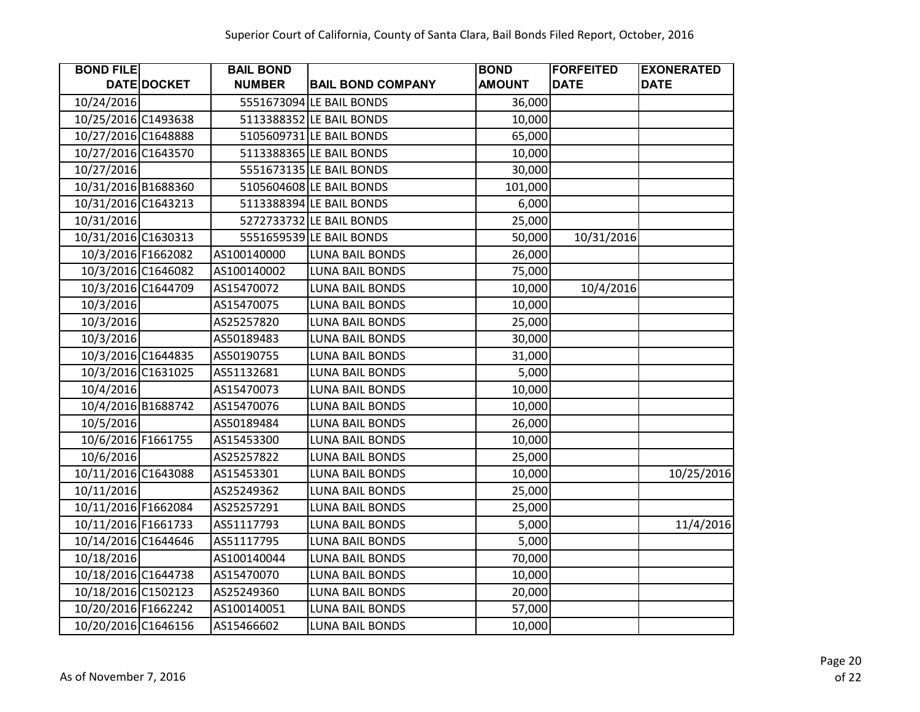Superior Court of California, County of Santa Clara, Bail Bonds Filed Report, October, 2016

| BOND FILE DATE | DOCKET | BAIL BOND NUMBER | BAIL BOND COMPANY | BOND AMOUNT | FORFEITED DATE | EXONERATED DATE |
|---|---|---|---|---|---|---|
| 10/24/2016 | | 5551673094 | LE BAIL BONDS | 36,000 | | |
| 10/25/2016 | C1493638 | 5113388352 | LE BAIL BONDS | 10,000 | | |
| 10/27/2016 | C1648888 | 5105609731 | LE BAIL BONDS | 65,000 | | |
| 10/27/2016 | C1643570 | 5113388365 | LE BAIL BONDS | 10,000 | | |
| 10/27/2016 | | 5551673135 | LE BAIL BONDS | 30,000 | | |
| 10/31/2016 | B1688360 | 5105604608 | LE BAIL BONDS | 101,000 | | |
| 10/31/2016 | C1643213 | 5113388394 | LE BAIL BONDS | 6,000 | | |
| 10/31/2016 | | 5272733732 | LE BAIL BONDS | 25,000 | | |
| 10/31/2016 | C1630313 | 5551659539 | LE BAIL BONDS | 50,000 | 10/31/2016 | |
| 10/3/2016 | F1662082 | AS100140000 | LUNA BAIL BONDS | 26,000 | | |
| 10/3/2016 | C1646082 | AS100140002 | LUNA BAIL BONDS | 75,000 | | |
| 10/3/2016 | C1644709 | AS15470072 | LUNA BAIL BONDS | 10,000 | 10/4/2016 | |
| 10/3/2016 | | AS15470075 | LUNA BAIL BONDS | 10,000 | | |
| 10/3/2016 | | AS25257820 | LUNA BAIL BONDS | 25,000 | | |
| 10/3/2016 | | AS50189483 | LUNA BAIL BONDS | 30,000 | | |
| 10/3/2016 | C1644835 | AS50190755 | LUNA BAIL BONDS | 31,000 | | |
| 10/3/2016 | C1631025 | AS51132681 | LUNA BAIL BONDS | 5,000 | | |
| 10/4/2016 | | AS15470073 | LUNA BAIL BONDS | 10,000 | | |
| 10/4/2016 | B1688742 | AS15470076 | LUNA BAIL BONDS | 10,000 | | |
| 10/5/2016 | | AS50189484 | LUNA BAIL BONDS | 26,000 | | |
| 10/6/2016 | F1661755 | AS15453300 | LUNA BAIL BONDS | 10,000 | | |
| 10/6/2016 | | AS25257822 | LUNA BAIL BONDS | 25,000 | | |
| 10/11/2016 | C1643088 | AS15453301 | LUNA BAIL BONDS | 10,000 | | 10/25/2016 |
| 10/11/2016 | | AS25249362 | LUNA BAIL BONDS | 25,000 | | |
| 10/11/2016 | F1662084 | AS25257291 | LUNA BAIL BONDS | 25,000 | | |
| 10/11/2016 | F1661733 | AS51117793 | LUNA BAIL BONDS | 5,000 | | 11/4/2016 |
| 10/14/2016 | C1644646 | AS51117795 | LUNA BAIL BONDS | 5,000 | | |
| 10/18/2016 | | AS100140044 | LUNA BAIL BONDS | 70,000 | | |
| 10/18/2016 | C1644738 | AS15470070 | LUNA BAIL BONDS | 10,000 | | |
| 10/18/2016 | C1502123 | AS25249360 | LUNA BAIL BONDS | 20,000 | | |
| 10/20/2016 | F1662242 | AS100140051 | LUNA BAIL BONDS | 57,000 | | |
| 10/20/2016 | C1646156 | AS15466602 | LUNA BAIL BONDS | 10,000 | | |

As of November 7, 2016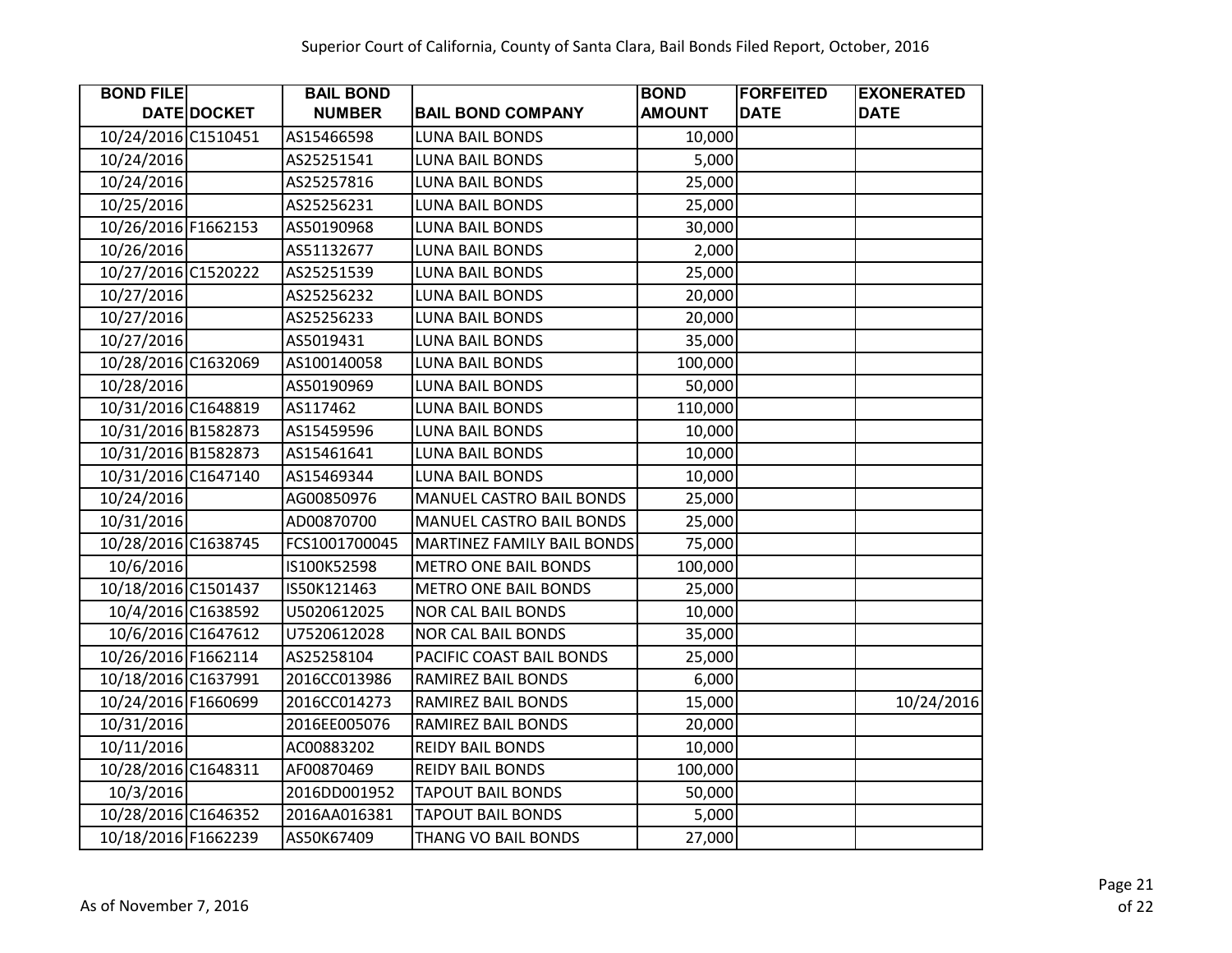Superior Court of California, County of Santa Clara, Bail Bonds Filed Report, October, 2016

| BOND FILE DATE | DOCKET | BAIL BOND NUMBER | BAIL BOND COMPANY | BOND AMOUNT | FORFEITED DATE | EXONERATED DATE |
|---|---|---|---|---|---|---|
| 10/24/2016 | C1510451 | AS15466598 | LUNA BAIL BONDS | 10,000 | | |
| 10/24/2016 | | AS25251541 | LUNA BAIL BONDS | 5,000 | | |
| 10/24/2016 | | AS25257816 | LUNA BAIL BONDS | 25,000 | | |
| 10/25/2016 | | AS25256231 | LUNA BAIL BONDS | 25,000 | | |
| 10/26/2016 | F1662153 | AS50190968 | LUNA BAIL BONDS | 30,000 | | |
| 10/26/2016 | | AS51132677 | LUNA BAIL BONDS | 2,000 | | |
| 10/27/2016 | C1520222 | AS25251539 | LUNA BAIL BONDS | 25,000 | | |
| 10/27/2016 | | AS25256232 | LUNA BAIL BONDS | 20,000 | | |
| 10/27/2016 | | AS25256233 | LUNA BAIL BONDS | 20,000 | | |
| 10/27/2016 | | AS5019431 | LUNA BAIL BONDS | 35,000 | | |
| 10/28/2016 | C1632069 | AS100140058 | LUNA BAIL BONDS | 100,000 | | |
| 10/28/2016 | | AS50190969 | LUNA BAIL BONDS | 50,000 | | |
| 10/31/2016 | C1648819 | AS117462 | LUNA BAIL BONDS | 110,000 | | |
| 10/31/2016 | B1582873 | AS15459596 | LUNA BAIL BONDS | 10,000 | | |
| 10/31/2016 | B1582873 | AS15461641 | LUNA BAIL BONDS | 10,000 | | |
| 10/31/2016 | C1647140 | AS15469344 | LUNA BAIL BONDS | 10,000 | | |
| 10/24/2016 | | AG00850976 | MANUEL CASTRO BAIL BONDS | 25,000 | | |
| 10/31/2016 | | AD00870700 | MANUEL CASTRO BAIL BONDS | 25,000 | | |
| 10/28/2016 | C1638745 | FCS1001700045 | MARTINEZ FAMILY BAIL BONDS | 75,000 | | |
| 10/6/2016 | | IS100K52598 | METRO ONE BAIL BONDS | 100,000 | | |
| 10/18/2016 | C1501437 | IS50K121463 | METRO ONE BAIL BONDS | 25,000 | | |
| 10/4/2016 | C1638592 | U5020612025 | NOR CAL BAIL BONDS | 10,000 | | |
| 10/6/2016 | C1647612 | U7520612028 | NOR CAL BAIL BONDS | 35,000 | | |
| 10/26/2016 | F1662114 | AS25258104 | PACIFIC COAST BAIL BONDS | 25,000 | | |
| 10/18/2016 | C1637991 | 2016CC013986 | RAMIREZ BAIL BONDS | 6,000 | | |
| 10/24/2016 | F1660699 | 2016CC014273 | RAMIREZ BAIL BONDS | 15,000 | | 10/24/2016 |
| 10/31/2016 | | 2016EE005076 | RAMIREZ BAIL BONDS | 20,000 | | |
| 10/11/2016 | | AC00883202 | REIDY BAIL BONDS | 10,000 | | |
| 10/28/2016 | C1648311 | AF00870469 | REIDY BAIL BONDS | 100,000 | | |
| 10/3/2016 | | 2016DD001952 | TAPOUT BAIL BONDS | 50,000 | | |
| 10/28/2016 | C1646352 | 2016AA016381 | TAPOUT BAIL BONDS | 5,000 | | |
| 10/18/2016 | F1662239 | AS50K67409 | THANG VO BAIL BONDS | 27,000 | | |

As of November 7, 2016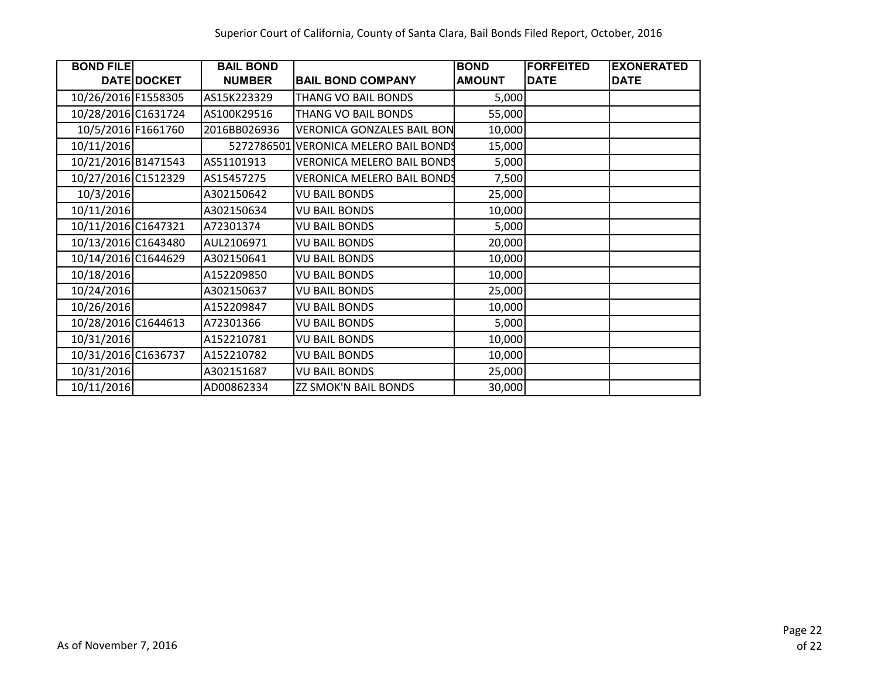Superior Court of California, County of Santa Clara, Bail Bonds Filed Report, October, 2016

| BOND FILE DATE | DOCKET | BAIL BOND NUMBER | BAIL BOND COMPANY | BOND AMOUNT | FORFEITED DATE | EXONERATED DATE |
|---|---|---|---|---|---|---|
| 10/26/2016 | F1558305 | AS15K223329 | THANG VO BAIL BONDS | 5,000 | | |
| 10/28/2016 | C1631724 | AS100K29516 | THANG VO BAIL BONDS | 55,000 | | |
| 10/5/2016 | F1661760 | 2016BB026936 | VERONICA GONZALES BAIL BON | 10,000 | | |
| 10/11/2016 | | 5272786501 | VERONICA MELERO BAIL BONDS | 15,000 | | |
| 10/21/2016 | B1471543 | AS51101913 | VERONICA MELERO BAIL BONDS | 5,000 | | |
| 10/27/2016 | C1512329 | AS15457275 | VERONICA MELERO BAIL BONDS | 7,500 | | |
| 10/3/2016 | | A302150642 | VU BAIL BONDS | 25,000 | | |
| 10/11/2016 | | A302150634 | VU BAIL BONDS | 10,000 | | |
| 10/11/2016 | C1647321 | A72301374 | VU BAIL BONDS | 5,000 | | |
| 10/13/2016 | C1643480 | AUL2106971 | VU BAIL BONDS | 20,000 | | |
| 10/14/2016 | C1644629 | A302150641 | VU BAIL BONDS | 10,000 | | |
| 10/18/2016 | | A152209850 | VU BAIL BONDS | 10,000 | | |
| 10/24/2016 | | A302150637 | VU BAIL BONDS | 25,000 | | |
| 10/26/2016 | | A152209847 | VU BAIL BONDS | 10,000 | | |
| 10/28/2016 | C1644613 | A72301366 | VU BAIL BONDS | 5,000 | | |
| 10/31/2016 | | A152210781 | VU BAIL BONDS | 10,000 | | |
| 10/31/2016 | C1636737 | A152210782 | VU BAIL BONDS | 10,000 | | |
| 10/31/2016 | | A302151687 | VU BAIL BONDS | 25,000 | | |
| 10/11/2016 | | AD00862334 | ZZ SMOK'N BAIL BONDS | 30,000 | | |

As of November 7, 2016